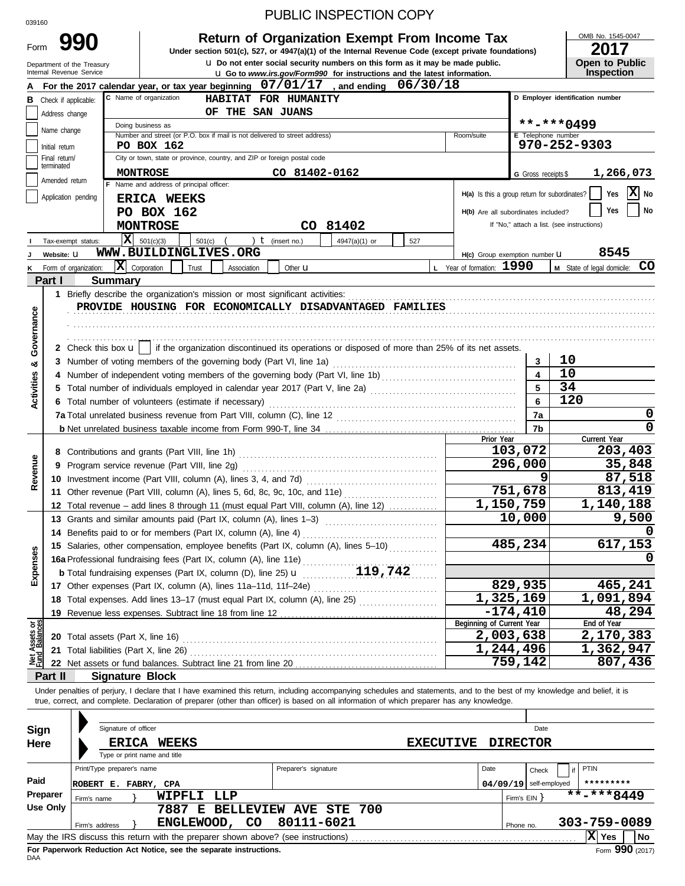PUBLIC INSPECTION COPY

039160

Form **990**

# Return of Organization Exempt From Income Tax

**Under section 501(c), 527, or 4947(a)(1) of the Internal Revenue Code (except private foundations)**

u Do not enter social security numbers on this form as it may be made public.

u Go to www.irs.gov/Form990 for instructions and the latest information.

Department of the Treasury
Internal Revenue Service

OMB No. 1545-0047

**2017**

**Open to Public Inspection**

**A** For the 2017 calendar year, or tax year beginning 07/01/17 , and ending 06/30/18

**B** Check if applicable: Address change | Name change | Initial return | Final return/terminated | Amended return | Application pending

**C** Name of organization: HABITAT FOR HUMANITY OF THE SAN JUANS

Doing business as

Number and street (or P.O. box if mail is not delivered to street address): PO BOX 162 — Room/suite

City or town, state or province, country, and ZIP or foreign postal code: MONTROSE CO 81402-0162

**D** Employer identification number: **-***0499

**E** Telephone number: 970-252-9303

**G** Gross receipts $ 1,266,073

**F** Name and address of principal officer: ERICA WEEKS, PO BOX 162, MONTROSE CO 81402

H(a) Is this a group return for subordinates? Yes [ ] No [X]

H(b) Are all subordinates included? Yes [ ] No [ ]
If "No," attach a list. (see instructions)

**I** Tax-exempt status: [X] 501(c)(3) [ ] 501(c) ( ) t (insert no.) [ ] 4947(a)(1) or [ ] 527

**J** Website: u WWW.BUILDINGLIVES.ORG

H(c) Group exemption number u 8545

**K** Form of organization: [X] Corporation [ ] Trust [ ] Association [ ] Other u

**L** Year of formation: 1990

**M** State of legal domicile: CO

## Part I Summary

**Activities & Governance**

1 Briefly describe the organization's mission or most significant activities:
PROVIDE HOUSING FOR ECONOMICALLY DISADVANTAGED FAMILIES

2 Check this box u [ ] if the organization discontinued its operations or disposed of more than 25% of its net assets.

| | | | |
|---|---|---|---|
| 3 | Number of voting members of the governing body (Part VI, line 1a) | 3 | 10 |
| 4 | Number of independent voting members of the governing body (Part VI, line 1b) | 4 | 10 |
| 5 | Total number of individuals employed in calendar year 2017 (Part V, line 2a) | 5 | 34 |
| 6 | Total number of volunteers (estimate if necessary) | 6 | 120 |
| 7a | Total unrelated business revenue from Part VIII, column (C), line 12 | 7a | 0 |
| b | Net unrelated business taxable income from Form 990-T, line 34 | 7b | 0 |

| | | Prior Year | Current Year |
|---|---|---|---|
| **Revenue** | | | |
| 8 | Contributions and grants (Part VIII, line 1h) | 103,072 | 203,403 |
| 9 | Program service revenue (Part VIII, line 2g) | 296,000 | 35,848 |
| 10 | Investment income (Part VIII, column (A), lines 3, 4, and 7d) | 9 | 87,518 |
| 11 | Other revenue (Part VIII, column (A), lines 5, 6d, 8c, 9c, 10c, and 11e) | 751,678 | 813,419 |
| 12 | Total revenue – add lines 8 through 11 (must equal Part VIII, column (A), line 12) | 1,150,759 | 1,140,188 |
| **Expenses** | | | |
| 13 | Grants and similar amounts paid (Part IX, column (A), lines 1–3) | 10,000 | 9,500 |
| 14 | Benefits paid to or for members (Part IX, column (A), line 4) | | 0 |
| 15 | Salaries, other compensation, employee benefits (Part IX, column (A), lines 5–10) | 485,234 | 617,153 |
| 16a | Professional fundraising fees (Part IX, column (A), line 11e) | | 0 |
| b | Total fundraising expenses (Part IX, column (D), line 25) u 119,742 | | |
| 17 | Other expenses (Part IX, column (A), lines 11a–11d, 11f–24e) | 829,935 | 465,241 |
| 18 | Total expenses. Add lines 13–17 (must equal Part IX, column (A), line 25) | 1,325,169 | 1,091,894 |
| 19 | Revenue less expenses. Subtract line 18 from line 12 | -174,410 | 48,294 |

| **Net Assets or Fund Balances** | | Beginning of Current Year | End of Year |
|---|---|---|---|
| 20 | Total assets (Part X, line 16) | 2,003,638 | 2,170,383 |
| 21 | Total liabilities (Part X, line 26) | 1,244,496 | 1,362,947 |
| 22 | Net assets or fund balances. Subtract line 21 from line 20 | 759,142 | 807,436 |

## Part II Signature Block

Under penalties of perjury, I declare that I have examined this return, including accompanying schedules and statements, and to the best of my knowledge and belief, it is true, correct, and complete. Declaration of preparer (other than officer) is based on all information of which preparer has any knowledge.

**Sign Here**

Signature of officer — Date

ERICA WEEKS — EXECUTIVE DIRECTOR
Type or print name and title

**Paid Preparer Use Only**

| Print/Type preparer's name | Preparer's signature | Date | Check [ ] if self-employed | PTIN |
|---|---|---|---|---|
| ROBERT E. FABRY, CPA | | 04/09/19 | | ********* |

Firm's name } WIPFLI LLP — Firm's EIN } **-***8449

Firm's address } 7887 E BELLEVIEW AVE STE 700, ENGLEWOOD, CO 80111-6021 — Phone no. 303-759-0089

May the IRS discuss this return with the preparer shown above? (see instructions) [X] Yes [ ] No

**For Paperwork Reduction Act Notice, see the separate instructions.**

DAA

Form **990** (2017)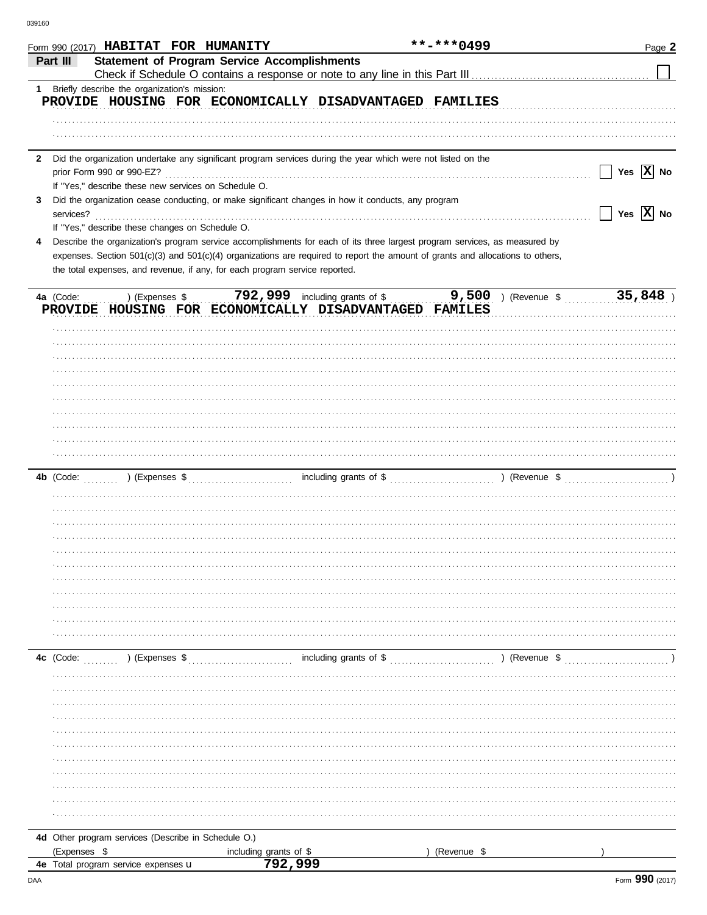Form 990 (2017) HABITAT FOR HUMANITY **-***0499

## Part III Statement of Program Service Accomplishments

Check if Schedule O contains a response or note to any line in this Part III ☐

**1** Briefly describe the organization's mission:

PROVIDE HOUSING FOR ECONOMICALLY DISADVANTAGED FAMILIES

**2** Did the organization undertake any significant program services during the year which were not listed on the prior Form 990 or 990-EZ? ☐ Yes ☒ No

If "Yes," describe these new services on Schedule O.

**3** Did the organization cease conducting, or make significant changes in how it conducts, any program services? ☐ Yes ☒ No

If "Yes," describe these changes on Schedule O.

**4** Describe the organization's program service accomplishments for each of its three largest program services, as measured by expenses. Section 501(c)(3) and 501(c)(4) organizations are required to report the amount of grants and allocations to others, the total expenses, and revenue, if any, for each program service reported.

**4a** (Code: ) (Expenses $ 792,999 including grants of $ 9,500 ) (Revenue $ 35,848 )

PROVIDE HOUSING FOR ECONOMICALLY DISADVANTAGED FAMILES

**4b** (Code: ) (Expenses $ including grants of $ ) (Revenue $ )

**4c** (Code: ) (Expenses $ including grants of $ ) (Revenue $ )

**4d** Other program services (Describe in Schedule O.)

(Expenses $ including grants of $ ) (Revenue $ )

**4e** Total program service expenses 792,999

Form 990 (2017)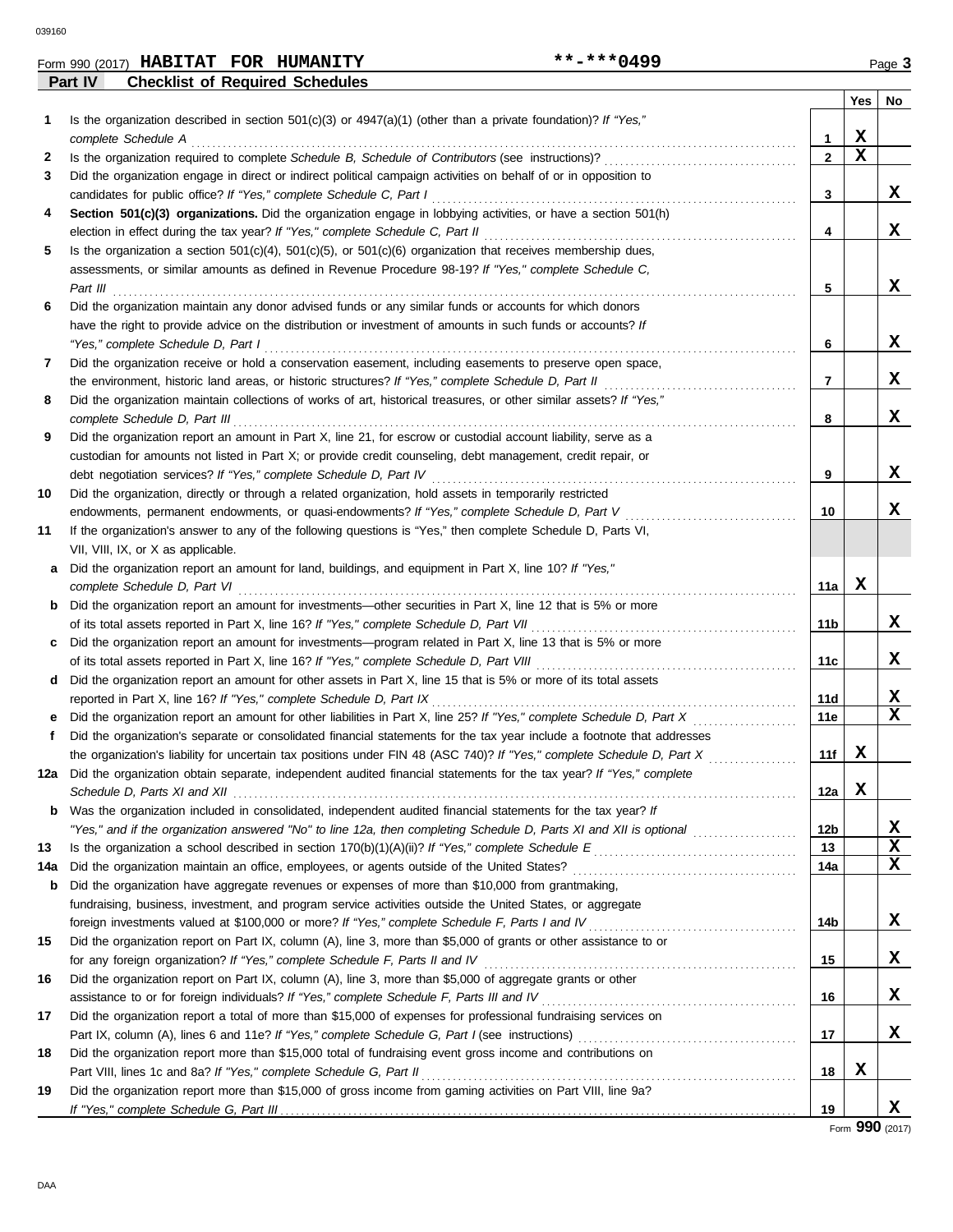Form 990 (2017) **HABITAT FOR HUMANITY** **-***0499 Page 3

**Part IV Checklist of Required Schedules**

| | | | Yes | No |
|---|---|---|---|---|
| **1** | Is the organization described in section 501(c)(3) or 4947(a)(1) (other than a private foundation)? *If "Yes," complete Schedule A* | 1 | X | |
| **2** | Is the organization required to complete *Schedule B, Schedule of Contributors* (see instructions)? | 2 | X | |
| **3** | Did the organization engage in direct or indirect political campaign activities on behalf of or in opposition to candidates for public office? *If "Yes," complete Schedule C, Part I* | 3 | | X |
| **4** | **Section 501(c)(3) organizations.** Did the organization engage in lobbying activities, or have a section 501(h) election in effect during the tax year? *If "Yes," complete Schedule C, Part II* | 4 | | X |
| **5** | Is the organization a section 501(c)(4), 501(c)(5), or 501(c)(6) organization that receives membership dues, assessments, or similar amounts as defined in Revenue Procedure 98-19? *If "Yes," complete Schedule C, Part III* | 5 | | X |
| **6** | Did the organization maintain any donor advised funds or any similar funds or accounts for which donors have the right to provide advice on the distribution or investment of amounts in such funds or accounts? *If "Yes," complete Schedule D, Part I* | 6 | | X |
| **7** | Did the organization receive or hold a conservation easement, including easements to preserve open space, the environment, historic land areas, or historic structures? *If "Yes," complete Schedule D, Part II* | 7 | | X |
| **8** | Did the organization maintain collections of works of art, historical treasures, or other similar assets? *If "Yes," complete Schedule D, Part III* | 8 | | X |
| **9** | Did the organization report an amount in Part X, line 21, for escrow or custodial account liability, serve as a custodian for amounts not listed in Part X; or provide credit counseling, debt management, credit repair, or debt negotiation services? *If "Yes," complete Schedule D, Part IV* | 9 | | X |
| **10** | Did the organization, directly or through a related organization, hold assets in temporarily restricted endowments, permanent endowments, or quasi-endowments? *If "Yes," complete Schedule D, Part V* | 10 | | X |
| **11** | If the organization's answer to any of the following questions is "Yes," then complete Schedule D, Parts VI, VII, VIII, IX, or X as applicable. | | | |
| **a** | Did the organization report an amount for land, buildings, and equipment in Part X, line 10? *If "Yes," complete Schedule D, Part VI* | 11a | X | |
| **b** | Did the organization report an amount for investments—other securities in Part X, line 12 that is 5% or more of its total assets reported in Part X, line 16? *If "Yes," complete Schedule D, Part VII* | 11b | | X |
| **c** | Did the organization report an amount for investments—program related in Part X, line 13 that is 5% or more of its total assets reported in Part X, line 16? *If "Yes," complete Schedule D, Part VIII* | 11c | | X |
| **d** | Did the organization report an amount for other assets in Part X, line 15 that is 5% or more of its total assets reported in Part X, line 16? *If "Yes," complete Schedule D, Part IX* | 11d | | X |
| **e** | Did the organization report an amount for other liabilities in Part X, line 25? *If "Yes," complete Schedule D, Part X* | 11e | | X |
| **f** | Did the organization's separate or consolidated financial statements for the tax year include a footnote that addresses the organization's liability for uncertain tax positions under FIN 48 (ASC 740)? *If "Yes," complete Schedule D, Part X* | 11f | X | |
| **12a** | Did the organization obtain separate, independent audited financial statements for the tax year? *If "Yes," complete Schedule D, Parts XI and XII* | 12a | X | |
| **b** | Was the organization included in consolidated, independent audited financial statements for the tax year? *If "Yes," and if the organization answered "No" to line 12a, then completing Schedule D, Parts XI and XII is optional* | 12b | | X |
| **13** | Is the organization a school described in section 170(b)(1)(A)(ii)? *If "Yes," complete Schedule E* | 13 | | X |
| **14a** | Did the organization maintain an office, employees, or agents outside of the United States? | 14a | | X |
| **b** | Did the organization have aggregate revenues or expenses of more than $10,000 from grantmaking, fundraising, business, investment, and program service activities outside the United States, or aggregate foreign investments valued at $100,000 or more? *If "Yes," complete Schedule F, Parts I and IV* | 14b | | X |
| **15** | Did the organization report on Part IX, column (A), line 3, more than $5,000 of grants or other assistance to or for any foreign organization? *If "Yes," complete Schedule F, Parts II and IV* | 15 | | X |
| **16** | Did the organization report on Part IX, column (A), line 3, more than $5,000 of aggregate grants or other assistance to or for foreign individuals? *If "Yes," complete Schedule F, Parts III and IV* | 16 | | X |
| **17** | Did the organization report a total of more than $15,000 of expenses for professional fundraising services on Part IX, column (A), lines 6 and 11e? *If "Yes," complete Schedule G, Part I* (see instructions) | 17 | | X |
| **18** | Did the organization report more than $15,000 total of fundraising event gross income and contributions on Part VIII, lines 1c and 8a? *If "Yes," complete Schedule G, Part II* | 18 | X | |
| **19** | Did the organization report more than $15,000 of gross income from gaming activities on Part VIII, line 9a? *If "Yes," complete Schedule G, Part III* | 19 | | X |

Form **990** (2017)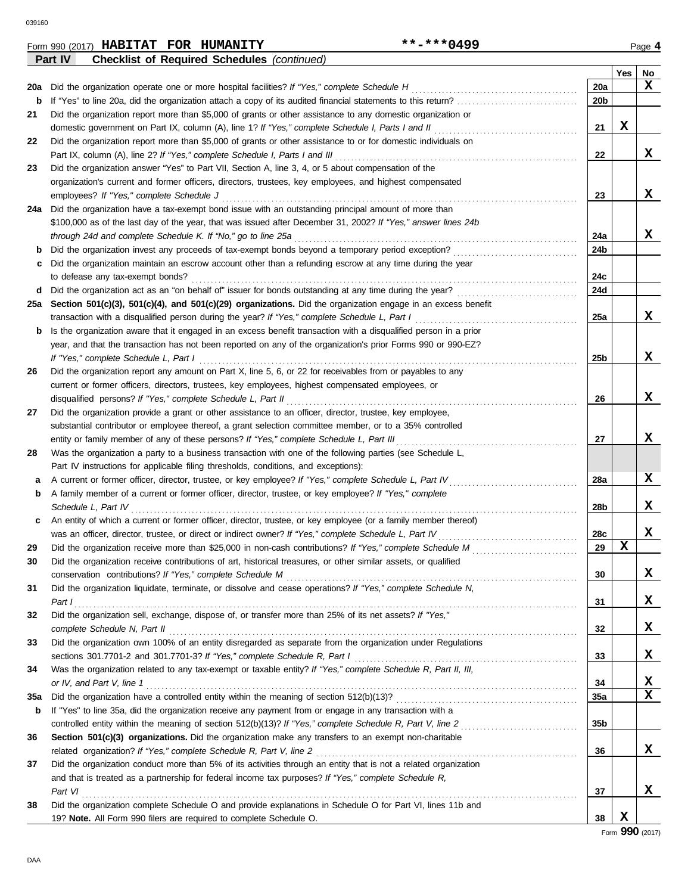039160

Form 990 (2017) **HABITAT FOR HUMANITY** **-***0499

**Part IV Checklist of Required Schedules** *(continued)*

| | | | Yes | No |
|---|---|---|---|---|
| 20a | Did the organization operate one or more hospital facilities? *If "Yes," complete Schedule H* | 20a | | X |
| b | If "Yes" to line 20a, did the organization attach a copy of its audited financial statements to this return? | 20b | | |
| 21 | Did the organization report more than $5,000 of grants or other assistance to any domestic organization or domestic government on Part IX, column (A), line 1? *If "Yes," complete Schedule I, Parts I and II* | 21 | X | |
| 22 | Did the organization report more than $5,000 of grants or other assistance to or for domestic individuals on Part IX, column (A), line 2? *If "Yes," complete Schedule I, Parts I and III* | 22 | | X |
| 23 | Did the organization answer "Yes" to Part VII, Section A, line 3, 4, or 5 about compensation of the organization's current and former officers, directors, trustees, key employees, and highest compensated employees? *If "Yes," complete Schedule J* | 23 | | X |
| 24a | Did the organization have a tax-exempt bond issue with an outstanding principal amount of more than $100,000 as of the last day of the year, that was issued after December 31, 2002? *If "Yes," answer lines 24b through 24d and complete Schedule K. If "No," go to line 25a* | 24a | | X |
| b | Did the organization invest any proceeds of tax-exempt bonds beyond a temporary period exception? | 24b | | |
| c | Did the organization maintain an escrow account other than a refunding escrow at any time during the year to defease any tax-exempt bonds? | 24c | | |
| d | Did the organization act as an "on behalf of" issuer for bonds outstanding at any time during the year? | 24d | | |
| 25a | **Section 501(c)(3), 501(c)(4), and 501(c)(29) organizations.** Did the organization engage in an excess benefit transaction with a disqualified person during the year? *If "Yes," complete Schedule L, Part I* | 25a | | X |
| b | Is the organization aware that it engaged in an excess benefit transaction with a disqualified person in a prior year, and that the transaction has not been reported on any of the organization's prior Forms 990 or 990-EZ? *If "Yes," complete Schedule L, Part I* | 25b | | X |
| 26 | Did the organization report any amount on Part X, line 5, 6, or 22 for receivables from or payables to any current or former officers, directors, trustees, key employees, highest compensated employees, or disqualified persons? *If "Yes," complete Schedule L, Part II* | 26 | | X |
| 27 | Did the organization provide a grant or other assistance to an officer, director, trustee, key employee, substantial contributor or employee thereof, a grant selection committee member, or to a 35% controlled entity or family member of any of these persons? *If "Yes," complete Schedule L, Part III* | 27 | | X |
| 28 | Was the organization a party to a business transaction with one of the following parties (see Schedule L, Part IV instructions for applicable filing thresholds, conditions, and exceptions): | | | |
| a | A current or former officer, director, trustee, or key employee? *If "Yes," complete Schedule L, Part IV* | 28a | | X |
| b | A family member of a current or former officer, director, trustee, or key employee? *If "Yes," complete Schedule L, Part IV* | 28b | | X |
| c | An entity of which a current or former officer, director, trustee, or key employee (or a family member thereof) was an officer, director, trustee, or direct or indirect owner? *If "Yes," complete Schedule L, Part IV* | 28c | | X |
| 29 | Did the organization receive more than $25,000 in non-cash contributions? *If "Yes," complete Schedule M* | 29 | X | |
| 30 | Did the organization receive contributions of art, historical treasures, or other similar assets, or qualified conservation contributions? *If "Yes," complete Schedule M* | 30 | | X |
| 31 | Did the organization liquidate, terminate, or dissolve and cease operations? *If "Yes," complete Schedule N, Part I* | 31 | | X |
| 32 | Did the organization sell, exchange, dispose of, or transfer more than 25% of its net assets? *If "Yes," complete Schedule N, Part II* | 32 | | X |
| 33 | Did the organization own 100% of an entity disregarded as separate from the organization under Regulations sections 301.7701-2 and 301.7701-3? *If "Yes," complete Schedule R, Part I* | 33 | | X |
| 34 | Was the organization related to any tax-exempt or taxable entity? *If "Yes," complete Schedule R, Part II, III, or IV, and Part V, line 1* | 34 | | X |
| 35a | Did the organization have a controlled entity within the meaning of section 512(b)(13)? | 35a | | X |
| b | If "Yes" to line 35a, did the organization receive any payment from or engage in any transaction with a controlled entity within the meaning of section 512(b)(13)? *If "Yes," complete Schedule R, Part V, line 2* | 35b | | |
| 36 | **Section 501(c)(3) organizations.** Did the organization make any transfers to an exempt non-charitable related organization? *If "Yes," complete Schedule R, Part V, line 2* | 36 | | X |
| 37 | Did the organization conduct more than 5% of its activities through an entity that is not a related organization and that is treated as a partnership for federal income tax purposes? *If "Yes," complete Schedule R, Part VI* | 37 | | X |
| 38 | Did the organization complete Schedule O and provide explanations in Schedule O for Part VI, lines 11b and 19? **Note.** All Form 990 filers are required to complete Schedule O. | 38 | X | |

Form **990** (2017)

DAA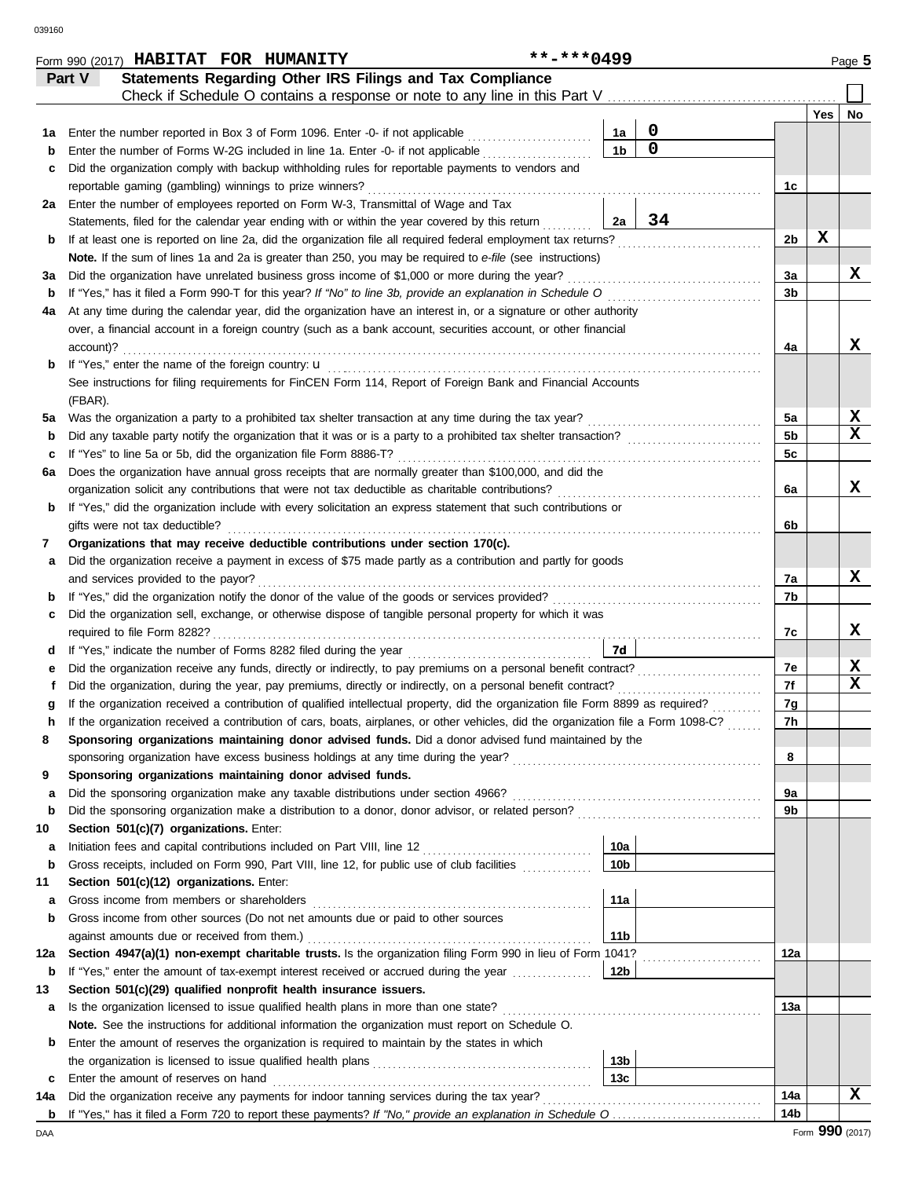Form 990 (2017) **HABITAT FOR HUMANITY** **-***0499 Page 5

## Part V Statements Regarding Other IRS Filings and Tax Compliance

Check if Schedule O contains a response or note to any line in this Part V . . . . . . . . . . ☐

| | | | | | Yes | No |
|---|---|---|---|---|---|---|
| 1a | Enter the number reported in Box 3 of Form 1096. Enter -0- if not applicable | 1a | 0 | | | |
| b | Enter the number of Forms W-2G included in line 1a. Enter -0- if not applicable | 1b | 0 | | | |
| c | Did the organization comply with backup withholding rules for reportable payments to vendors and reportable gaming (gambling) winnings to prize winners? | | | 1c | | |
| 2a | Enter the number of employees reported on Form W-3, Transmittal of Wage and Tax Statements, filed for the calendar year ending with or within the year covered by this return | 2a | 34 | | | |
| b | If at least one is reported on line 2a, did the organization file all required federal employment tax returns? | | | 2b | X | |
| | **Note.** If the sum of lines 1a and 2a is greater than 250, you may be required to *e-file* (see instructions) | | | | | |
| 3a | Did the organization have unrelated business gross income of $1,000 or more during the year? | | | 3a | | X |
| b | If "Yes," has it filed a Form 990-T for this year? *If "No" to line 3b, provide an explanation in Schedule O* | | | 3b | | |
| 4a | At any time during the calendar year, did the organization have an interest in, or a signature or other authority over, a financial account in a foreign country (such as a bank account, securities account, or other financial account)? | | | 4a | | X |
| b | If "Yes," enter the name of the foreign country: u | | | | | |
| | See instructions for filing requirements for FinCEN Form 114, Report of Foreign Bank and Financial Accounts (FBAR). | | | | | |
| 5a | Was the organization a party to a prohibited tax shelter transaction at any time during the tax year? | | | 5a | | X |
| b | Did any taxable party notify the organization that it was or is a party to a prohibited tax shelter transaction? | | | 5b | | X |
| c | If "Yes" to line 5a or 5b, did the organization file Form 8886-T? | | | 5c | | |
| 6a | Does the organization have annual gross receipts that are normally greater than $100,000, and did the organization solicit any contributions that were not tax deductible as charitable contributions? | | | 6a | | X |
| b | If "Yes," did the organization include with every solicitation an express statement that such contributions or gifts were not tax deductible? | | | 6b | | |
| 7 | **Organizations that may receive deductible contributions under section 170(c).** | | | | | |
| a | Did the organization receive a payment in excess of $75 made partly as a contribution and partly for goods and services provided to the payor? | | | 7a | | X |
| b | If "Yes," did the organization notify the donor of the value of the goods or services provided? | | | 7b | | |
| c | Did the organization sell, exchange, or otherwise dispose of tangible personal property for which it was required to file Form 8282? | | | 7c | | X |
| d | If "Yes," indicate the number of Forms 8282 filed during the year | 7d | | | | |
| e | Did the organization receive any funds, directly or indirectly, to pay premiums on a personal benefit contract? | | | 7e | | X |
| f | Did the organization, during the year, pay premiums, directly or indirectly, on a personal benefit contract? | | | 7f | | X |
| g | If the organization received a contribution of qualified intellectual property, did the organization file Form 8899 as required? | | | 7g | | |
| h | If the organization received a contribution of cars, boats, airplanes, or other vehicles, did the organization file a Form 1098-C? | | | 7h | | |
| 8 | **Sponsoring organizations maintaining donor advised funds.** Did a donor advised fund maintained by the sponsoring organization have excess business holdings at any time during the year? | | | 8 | | |
| 9 | **Sponsoring organizations maintaining donor advised funds.** | | | | | |
| a | Did the sponsoring organization make any taxable distributions under section 4966? | | | 9a | | |
| b | Did the sponsoring organization make a distribution to a donor, donor advisor, or related person? | | | 9b | | |
| 10 | **Section 501(c)(7) organizations.** Enter: | | | | | |
| a | Initiation fees and capital contributions included on Part VIII, line 12 | 10a | | | | |
| b | Gross receipts, included on Form 990, Part VIII, line 12, for public use of club facilities | 10b | | | | |
| 11 | **Section 501(c)(12) organizations.** Enter: | | | | | |
| a | Gross income from members or shareholders | 11a | | | | |
| b | Gross income from other sources (Do not net amounts due or paid to other sources against amounts due or received from them.) | 11b | | | | |
| 12a | **Section 4947(a)(1) non-exempt charitable trusts.** Is the organization filing Form 990 in lieu of Form 1041? | | | 12a | | |
| b | If "Yes," enter the amount of tax-exempt interest received or accrued during the year | 12b | | | | |
| 13 | **Section 501(c)(29) qualified nonprofit health insurance issuers.** | | | | | |
| a | Is the organization licensed to issue qualified health plans in more than one state? | | | 13a | | |
| | **Note.** See the instructions for additional information the organization must report on Schedule O. | | | | | |
| b | Enter the amount of reserves the organization is required to maintain by the states in which the organization is licensed to issue qualified health plans | 13b | | | | |
| c | Enter the amount of reserves on hand | 13c | | | | |
| 14a | Did the organization receive any payments for indoor tanning services during the tax year? | | | 14a | | X |
| b | If "Yes," has it filed a Form 720 to report these payments? *If "No," provide an explanation in Schedule O* | | | 14b | | |

Form **990** (2017)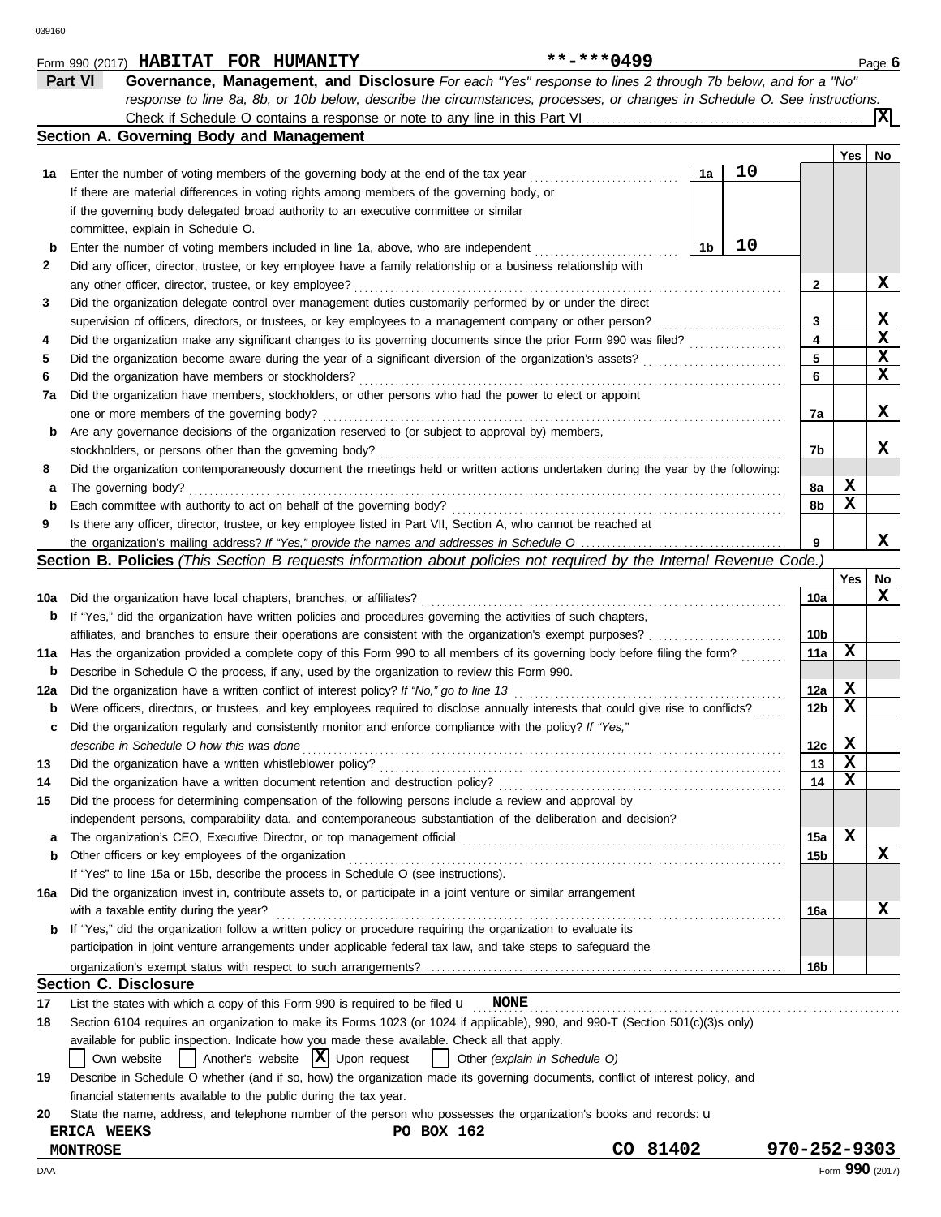Form 990 (2017) **HABITAT FOR HUMANITY** **-***0499 Page **6**

**Part VI** **Governance, Management, and Disclosure** *For each "Yes" response to lines 2 through 7b below, and for a "No" response to line 8a, 8b, or 10b below, describe the circumstances, processes, or changes in Schedule O. See instructions.*

Check if Schedule O contains a response or note to any line in this Part VI . . . . . . . . . . **X**

## Section A. Governing Body and Management

| | | | | Line | Yes | No |
|---|---|---|---|---|---|---|
| **1a** | Enter the number of voting members of the governing body at the end of the tax year. If there are material differences in voting rights among members of the governing body, or if the governing body delegated broad authority to an executive committee or similar committee, explain in Schedule O. | 1a | 10 | | | |
| **b** | Enter the number of voting members included in line 1a, above, who are independent | 1b | 10 | | | |
| **2** | Did any officer, director, trustee, or key employee have a family relationship or a business relationship with any other officer, director, trustee, or key employee? | | | 2 | | X |
| **3** | Did the organization delegate control over management duties customarily performed by or under the direct supervision of officers, directors, or trustees, or key employees to a management company or other person? | | | 3 | | X |
| **4** | Did the organization make any significant changes to its governing documents since the prior Form 990 was filed? | | | 4 | | X |
| **5** | Did the organization become aware during the year of a significant diversion of the organization's assets? | | | 5 | | X |
| **6** | Did the organization have members or stockholders? | | | 6 | | X |
| **7a** | Did the organization have members, stockholders, or other persons who had the power to elect or appoint one or more members of the governing body? | | | 7a | | X |
| **b** | Are any governance decisions of the organization reserved to (or subject to approval by) members, stockholders, or persons other than the governing body? | | | 7b | | X |
| **8** | Did the organization contemporaneously document the meetings held or written actions undertaken during the year by the following: | | | | | |
| **a** | The governing body? | | | 8a | X | |
| **b** | Each committee with authority to act on behalf of the governing body? | | | 8b | X | |
| **9** | Is there any officer, director, trustee, or key employee listed in Part VII, Section A, who cannot be reached at the organization's mailing address? *If "Yes," provide the names and addresses in Schedule O* | | | 9 | | X |

## Section B. Policies *(This Section B requests information about policies not required by the Internal Revenue Code.)*

| | | Line | Yes | No |
|---|---|---|---|---|
| **10a** | Did the organization have local chapters, branches, or affiliates? | 10a | | X |
| **b** | If "Yes," did the organization have written policies and procedures governing the activities of such chapters, affiliates, and branches to ensure their operations are consistent with the organization's exempt purposes? | 10b | | |
| **11a** | Has the organization provided a complete copy of this Form 990 to all members of its governing body before filing the form? | 11a | X | |
| **b** | Describe in Schedule O the process, if any, used by the organization to review this Form 990. | | | |
| **12a** | Did the organization have a written conflict of interest policy? *If "No," go to line 13* | 12a | X | |
| **b** | Were officers, directors, or trustees, and key employees required to disclose annually interests that could give rise to conflicts? | 12b | X | |
| **c** | Did the organization regularly and consistently monitor and enforce compliance with the policy? *If "Yes," describe in Schedule O how this was done* | 12c | X | |
| **13** | Did the organization have a written whistleblower policy? | 13 | X | |
| **14** | Did the organization have a written document retention and destruction policy? | 14 | X | |
| **15** | Did the process for determining compensation of the following persons include a review and approval by independent persons, comparability data, and contemporaneous substantiation of the deliberation and decision? | | | |
| **a** | The organization's CEO, Executive Director, or top management official | 15a | X | |
| **b** | Other officers or key employees of the organization | 15b | | X |
| | If "Yes" to line 15a or 15b, describe the process in Schedule O (see instructions). | | | |
| **16a** | Did the organization invest in, contribute assets to, or participate in a joint venture or similar arrangement with a taxable entity during the year? | 16a | | X |
| **b** | If "Yes," did the organization follow a written policy or procedure requiring the organization to evaluate its participation in joint venture arrangements under applicable federal tax law, and take steps to safeguard the organization's exempt status with respect to such arrangements? | 16b | | |

## Section C. Disclosure

**17** List the states with which a copy of this Form 990 is required to be filed u **NONE**

**18** Section 6104 requires an organization to make its Forms 1023 (or 1024 if applicable), 990, and 990-T (Section 501(c)(3)s only) available for public inspection. Indicate how you made these available. Check all that apply.

☐ Own website ☐ Another's website ☒ Upon request ☐ Other *(explain in Schedule O)*

**19** Describe in Schedule O whether (and if so, how) the organization made its governing documents, conflict of interest policy, and financial statements available to the public during the tax year.

**20** State the name, address, and telephone number of the person who possesses the organization's books and records: u

**ERICA WEEKS** **PO BOX 162**
**MONTROSE** **CO 81402** **970-252-9303**

Form **990** (2017)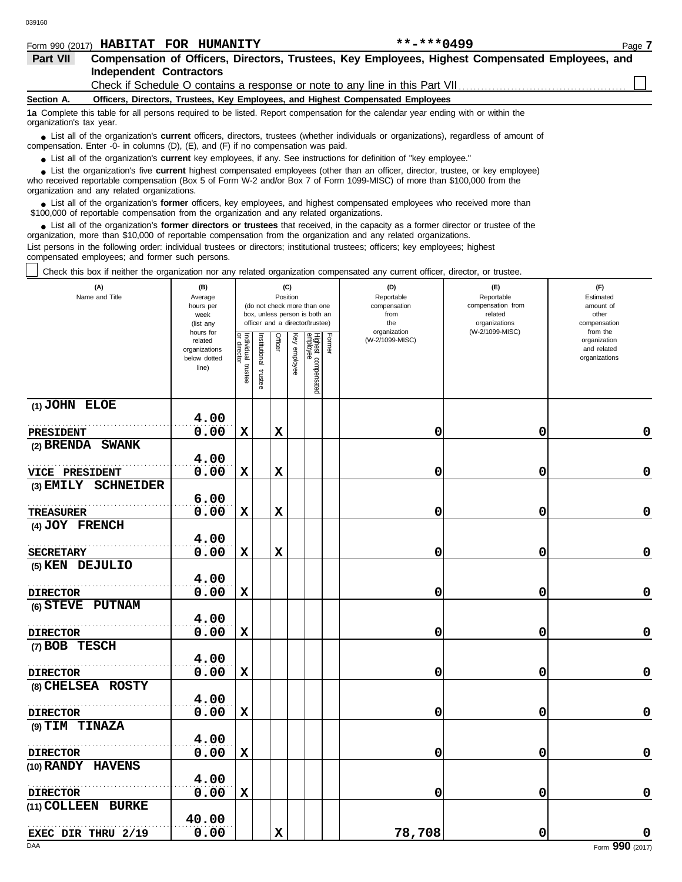Form 990 (2017) **HABITAT FOR HUMANITY** **-***0499

## Part VII Compensation of Officers, Directors, Trustees, Key Employees, Highest Compensated Employees, and Independent Contractors

Check if Schedule O contains a response or note to any line in this Part VII ☐

### Section A. Officers, Directors, Trustees, Key Employees, and Highest Compensated Employees

**1a** Complete this table for all persons required to be listed. Report compensation for the calendar year ending with or within the organization's tax year.

- List all of the organization's **current** officers, directors, trustees (whether individuals or organizations), regardless of amount of compensation. Enter -0- in columns (D), (E), and (F) if no compensation was paid.
- List all of the organization's **current** key employees, if any. See instructions for definition of "key employee."
- List the organization's five **current** highest compensated employees (other than an officer, director, trustee, or key employee) who received reportable compensation (Box 5 of Form W-2 and/or Box 7 of Form 1099-MISC) of more than $100,000 from the organization and any related organizations.
- List all of the organization's **former** officers, key employees, and highest compensated employees who received more than $100,000 of reportable compensation from the organization and any related organizations.
- List all of the organization's **former directors or trustees** that received, in the capacity as a former director or trustee of the organization, more than $10,000 of reportable compensation from the organization and any related organizations.

List persons in the following order: individual trustees or directors; institutional trustees; officers; key employees; highest compensated employees; and former such persons.

☐ Check this box if neither the organization nor any related organization compensated any current officer, director, or trustee.

| (A) Name and Title | (B) Average hours per week (list any hours for related organizations below dotted line) | (C) Position (do not check more than one box, unless person is both an officer and a director/trustee) | | | | | | (D) Reportable compensation from the organization (W-2/1099-MISC) | (E) Reportable compensation from related organizations (W-2/1099-MISC) | (F) Estimated amount of other compensation from the organization and related organizations |
|---|---|---|---|---|---|---|---|---|---|---|
| | | Individual trustee or director | Institutional trustee | Officer | Key employee | Highest compensated employee | Former | | | |
| (1) JOHN ELOE<br>PRESIDENT | 4.00<br>0.00 | X | | X | | | | 0 | 0 | 0 |
| (2) BRENDA SWANK<br>VICE PRESIDENT | 4.00<br>0.00 | X | | X | | | | 0 | 0 | 0 |
| (3) EMILY SCHNEIDER<br>TREASURER | 6.00<br>0.00 | X | | X | | | | 0 | 0 | 0 |
| (4) JOY FRENCH<br>SECRETARY | 4.00<br>0.00 | X | | X | | | | 0 | 0 | 0 |
| (5) KEN DEJULIO<br>DIRECTOR | 4.00<br>0.00 | X | | | | | | 0 | 0 | 0 |
| (6) STEVE PUTNAM<br>DIRECTOR | 4.00<br>0.00 | X | | | | | | 0 | 0 | 0 |
| (7) BOB TESCH<br>DIRECTOR | 4.00<br>0.00 | X | | | | | | 0 | 0 | 0 |
| (8) CHELSEA ROSTY<br>DIRECTOR | 4.00<br>0.00 | X | | | | | | 0 | 0 | 0 |
| (9) TIM TINAZA<br>DIRECTOR | 4.00<br>0.00 | X | | | | | | 0 | 0 | 0 |
| (10) RANDY HAVENS<br>DIRECTOR | 4.00<br>0.00 | X | | | | | | 0 | 0 | 0 |
| (11) COLLEEN BURKE<br>EXEC DIR THRU 2/19 | 40.00<br>0.00 | | | X | | | | 78,708 | 0 | 0 |

Form **990** (2017)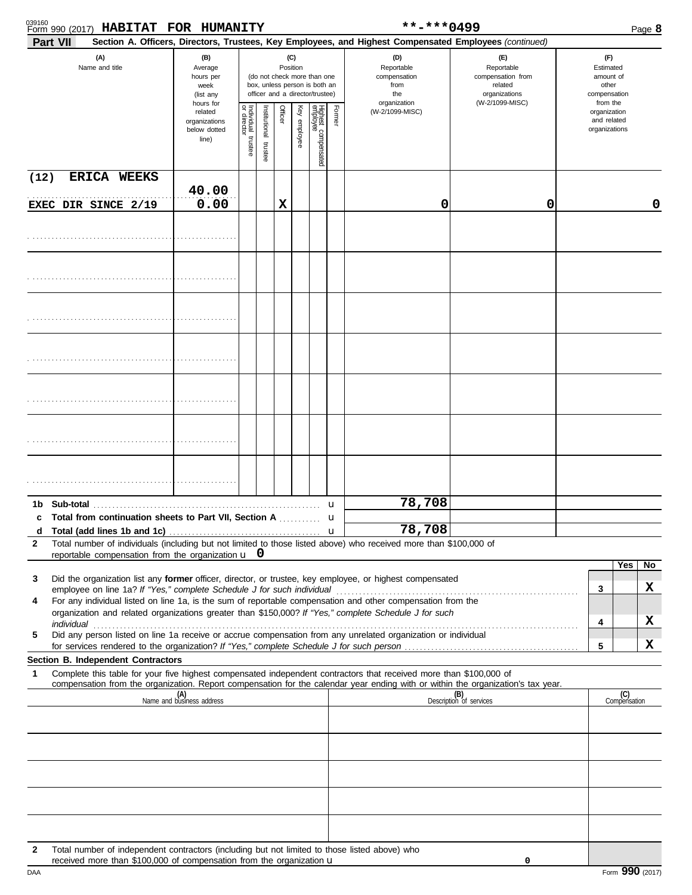Form 990 (2017) **HABITAT FOR HUMANITY** **-***0499 Page **8**

**Part VII** **Section A. Officers, Directors, Trustees, Key Employees, and Highest Compensated Employees** *(continued)*

| (A) Name and title | (B) Average hours per week (list any hours for related organizations below dotted line) | (C) Position: Individual trustee or director | Institutional trustee | Officer | Key employee | Highest compensated employee | Former | (D) Reportable compensation from the organization (W-2/1099-MISC) | (E) Reportable compensation from related organizations (W-2/1099-MISC) | (F) Estimated amount of other compensation from the organization and related organizations |
|---|---|---|---|---|---|---|---|---|---|---|
| (12) ERICA WEEKS<br>EXEC DIR SINCE 2/19 | 40.00<br>0.00 | | | X | | | | 0 | 0 | 0 |
| | | | | | | | | | | |
| | | | | | | | | | | |
| | | | | | | | | | | |
| | | | | | | | | | | |
| | | | | | | | | | | |
| | | | | | | | | | | |
| | | | | | | | | | | |

| | | (D) | (E) | (F) |
|---|---|---|---|---|
| **1b** | **Sub-total** | 78,708 | | |
| **c** | **Total from continuation sheets to Part VII, Section A** | | | |
| **d** | **Total (add lines 1b and 1c)** | 78,708 | | |

**2** Total number of individuals (including but not limited to those listed above) who received more than $100,000 of reportable compensation from the organization u 0

| | | | Yes | No |
|---|---|---|---|---|
| **3** | Did the organization list any **former** officer, director, or trustee, key employee, or highest compensated employee on line 1a? *If "Yes," complete Schedule J for such individual* | 3 | | X |
| **4** | For any individual listed on line 1a, is the sum of reportable compensation and other compensation from the organization and related organizations greater than $150,000? *If "Yes," complete Schedule J for such individual* | 4 | | X |
| **5** | Did any person listed on line 1a receive or accrue compensation from any unrelated organization or individual for services rendered to the organization? *If "Yes," complete Schedule J for such person* | 5 | | X |

**Section B. Independent Contractors**

**1** Complete this table for your five highest compensated independent contractors that received more than $100,000 of compensation from the organization. Report compensation for the calendar year ending with or within the organization's tax year.

| (A) Name and business address | (B) Description of services | (C) Compensation |
|---|---|---|
| | | |
| | | |
| | | |
| | | |
| | | |

**2** Total number of independent contractors (including but not limited to those listed above) who received more than $100,000 of compensation from the organization u 0

Form **990** (2017)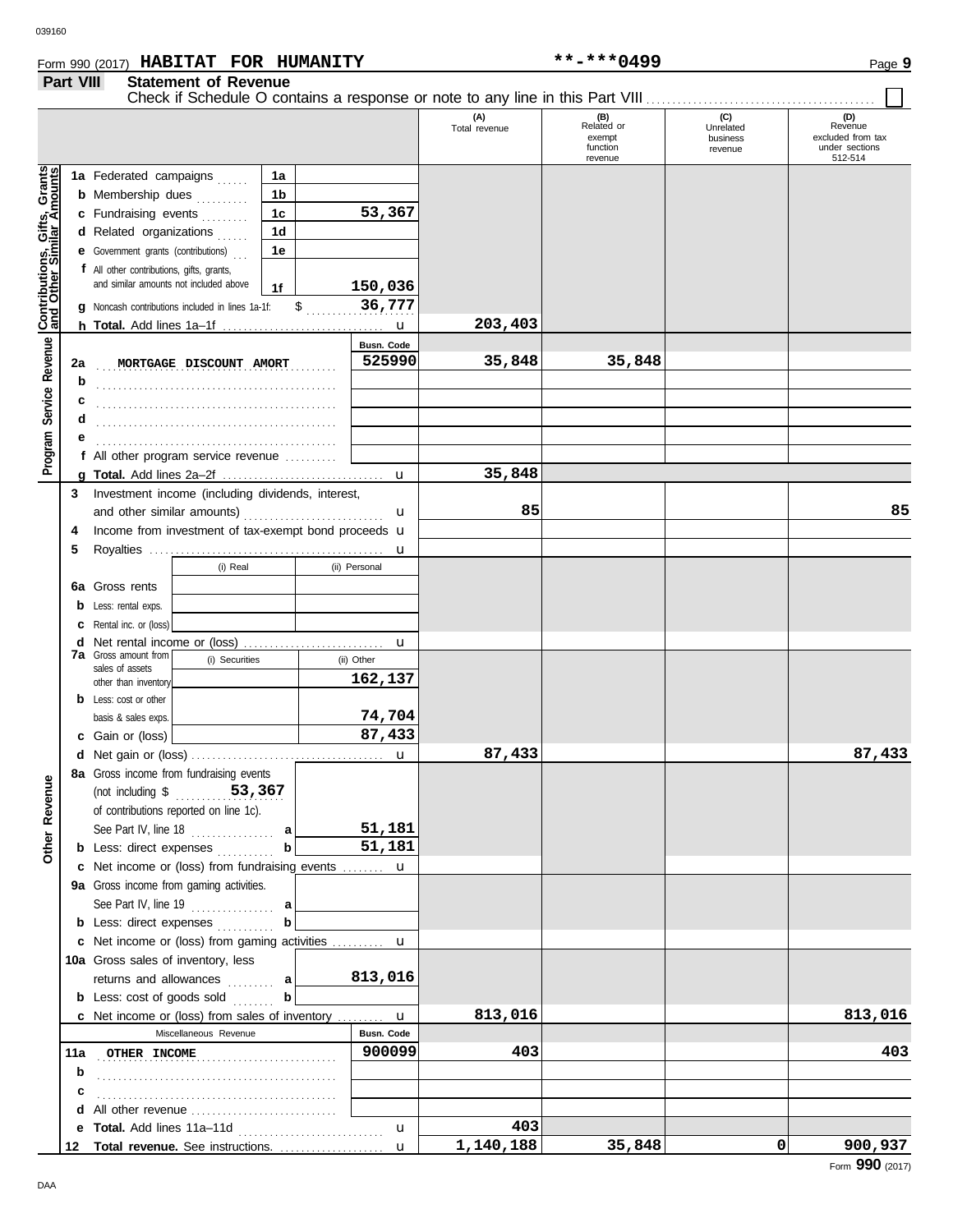Form 990 (2017) **HABITAT FOR HUMANITY** **-***0499 Page **9**

## Part VIII Statement of Revenue

Check if Schedule O contains a response or note to any line in this Part VIII ☐

| | | | | (A) Total revenue | (B) Related or exempt function revenue | (C) Unrelated business revenue | (D) Revenue excluded from tax under sections 512-514 |
|---|---|---|---|---|---|---|---|
| **Contributions, Gifts, Grants and Other Similar Amounts** | 1a Federated campaigns | 1a | | | | | |
| | b Membership dues | 1b | | | | | |
| | c Fundraising events | 1c | 53,367 | | | | |
| | d Related organizations | 1d | | | | | |
| | e Government grants (contributions) | 1e | | | | | |
| | f All other contributions, gifts, grants, and similar amounts not included above | 1f | 150,036 | | | | |
| | g Noncash contributions included in lines 1a-1f: $ 36,777 | | | | | | |
| | h **Total.** Add lines 1a–1f | | | 203,403 | | | |
| **Program Service Revenue** | | | Busn. Code | | | | |
| | 2a MORTGAGE DISCOUNT AMORT | | 525990 | 35,848 | 35,848 | | |
| | b | | | | | | |
| | c | | | | | | |
| | d | | | | | | |
| | e | | | | | | |
| | f All other program service revenue | | | | | | |
| | g **Total.** Add lines 2a–2f | | | 35,848 | | | |
| | 3 Investment income (including dividends, interest, and other similar amounts) | | | 85 | | | 85 |
| | 4 Income from investment of tax-exempt bond proceeds | | | | | | |
| | 5 Royalties | | | | | | |
| | | (i) Real | (ii) Personal | | | | |
| | 6a Gross rents | | | | | | |
| | b Less: rental exps. | | | | | | |
| | c Rental inc. or (loss) | | | | | | |
| | d Net rental income or (loss) | | | | | | |
| | 7a Gross amount from sales of assets other than inventory | (i) Securities | (ii) Other 162,137 | | | | |
| | b Less: cost or other basis & sales exps. | | 74,704 | | | | |
| | c Gain or (loss) | | 87,433 | | | | |
| | d Net gain or (loss) | | | 87,433 | | | 87,433 |
| **Other Revenue** | 8a Gross income from fundraising events (not including $ 53,367 of contributions reported on line 1c). See Part IV, line 18 | a | 51,181 | | | | |
| | b Less: direct expenses | b | 51,181 | | | | |
| | c Net income or (loss) from fundraising events | | | | | | |
| | 9a Gross income from gaming activities. See Part IV, line 19 | a | | | | | |
| | b Less: direct expenses | b | | | | | |
| | c Net income or (loss) from gaming activities | | | | | | |
| | 10a Gross sales of inventory, less returns and allowances | a | 813,016 | | | | |
| | b Less: cost of goods sold | b | | | | | |
| | c Net income or (loss) from sales of inventory | | | 813,016 | | | 813,016 |
| | Miscellaneous Revenue | | Busn. Code | | | | |
| | 11a OTHER INCOME | | 900099 | 403 | | | 403 |
| | b | | | | | | |
| | c | | | | | | |
| | d All other revenue | | | | | | |
| | e **Total.** Add lines 11a–11d | | | 403 | | | |
| | 12 **Total revenue.** See instructions. | | | 1,140,188 | 35,848 | 0 | 900,937 |

Form **990** (2017)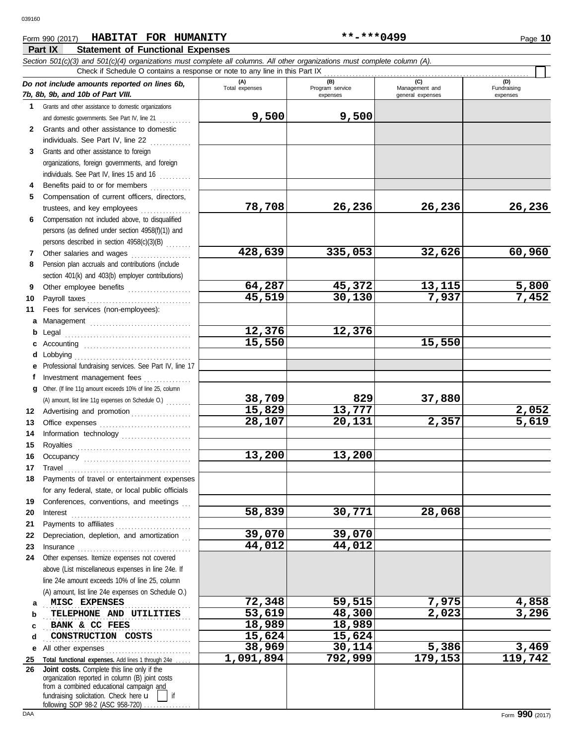Form 990 (2017) **HABITAT FOR HUMANITY** **-***0499

## Part IX Statement of Functional Expenses

*Section 501(c)(3) and 501(c)(4) organizations must complete all columns. All other organizations must complete column (A).*

Check if Schedule O contains a response or note to any line in this Part IX

| *Do not include amounts reported on lines 6b, 7b, 8b, 9b, and 10b of Part VIII.* | (A) Total expenses | (B) Program service expenses | (C) Management and general expenses | (D) Fundraising expenses |
|---|---|---|---|---|
| **1** Grants and other assistance to domestic organizations and domestic governments. See Part IV, line 21 | **9,500** | **9,500** | | |
| **2** Grants and other assistance to domestic individuals. See Part IV, line 22 | | | | |
| **3** Grants and other assistance to foreign organizations, foreign governments, and foreign individuals. See Part IV, lines 15 and 16 | | | | |
| **4** Benefits paid to or for members | | | | |
| **5** Compensation of current officers, directors, trustees, and key employees | **78,708** | **26,236** | **26,236** | **26,236** |
| **6** Compensation not included above, to disqualified persons (as defined under section 4958(f)(1)) and persons described in section 4958(c)(3)(B) | | | | |
| **7** Other salaries and wages | **428,639** | **335,053** | **32,626** | **60,960** |
| **8** Pension plan accruals and contributions (include section 401(k) and 403(b) employer contributions) | | | | |
| **9** Other employee benefits | **64,287** | **45,372** | **13,115** | **5,800** |
| **10** Payroll taxes | **45,519** | **30,130** | **7,937** | **7,452** |
| **11** Fees for services (non-employees): | | | | |
| **a** Management | | | | |
| **b** Legal | **12,376** | **12,376** | | |
| **c** Accounting | **15,550** | | **15,550** | |
| **d** Lobbying | | | | |
| **e** Professional fundraising services. See Part IV, line 17 | | | | |
| **f** Investment management fees | | | | |
| **g** Other. (If line 11g amount exceeds 10% of line 25, column (A) amount, list line 11g expenses on Schedule O.) | **38,709** | **829** | **37,880** | |
| **12** Advertising and promotion | **15,829** | **13,777** | | **2,052** |
| **13** Office expenses | **28,107** | **20,131** | **2,357** | **5,619** |
| **14** Information technology | | | | |
| **15** Royalties | | | | |
| **16** Occupancy | **13,200** | **13,200** | | |
| **17** Travel | | | | |
| **18** Payments of travel or entertainment expenses for any federal, state, or local public officials | | | | |
| **19** Conferences, conventions, and meetings | | | | |
| **20** Interest | **58,839** | **30,771** | **28,068** | |
| **21** Payments to affiliates | | | | |
| **22** Depreciation, depletion, and amortization | **39,070** | **39,070** | | |
| **23** Insurance | **44,012** | **44,012** | | |
| **24** Other expenses. Itemize expenses not covered above (List miscellaneous expenses in line 24e. If line 24e amount exceeds 10% of line 25, column (A) amount, list line 24e expenses on Schedule O.) | | | | |
| **a** MISC EXPENSES | **72,348** | **59,515** | **7,975** | **4,858** |
| **b** TELEPHONE AND UTILITIES | **53,619** | **48,300** | **2,023** | **3,296** |
| **c** BANK & CC FEES | **18,989** | **18,989** | | |
| **d** CONSTRUCTION COSTS | **15,624** | **15,624** | | |
| **e** All other expenses | **38,969** | **30,114** | **5,386** | **3,469** |
| **25 Total functional expenses.** Add lines 1 through 24e | **1,091,894** | **792,999** | **179,153** | **119,742** |
| **26 Joint costs.** Complete this line only if the organization reported in column (B) joint costs from a combined educational campaign and fundraising solicitation. Check here ☐ if following SOP 98-2 (ASC 958-720) | | | | |

Form **990** (2017)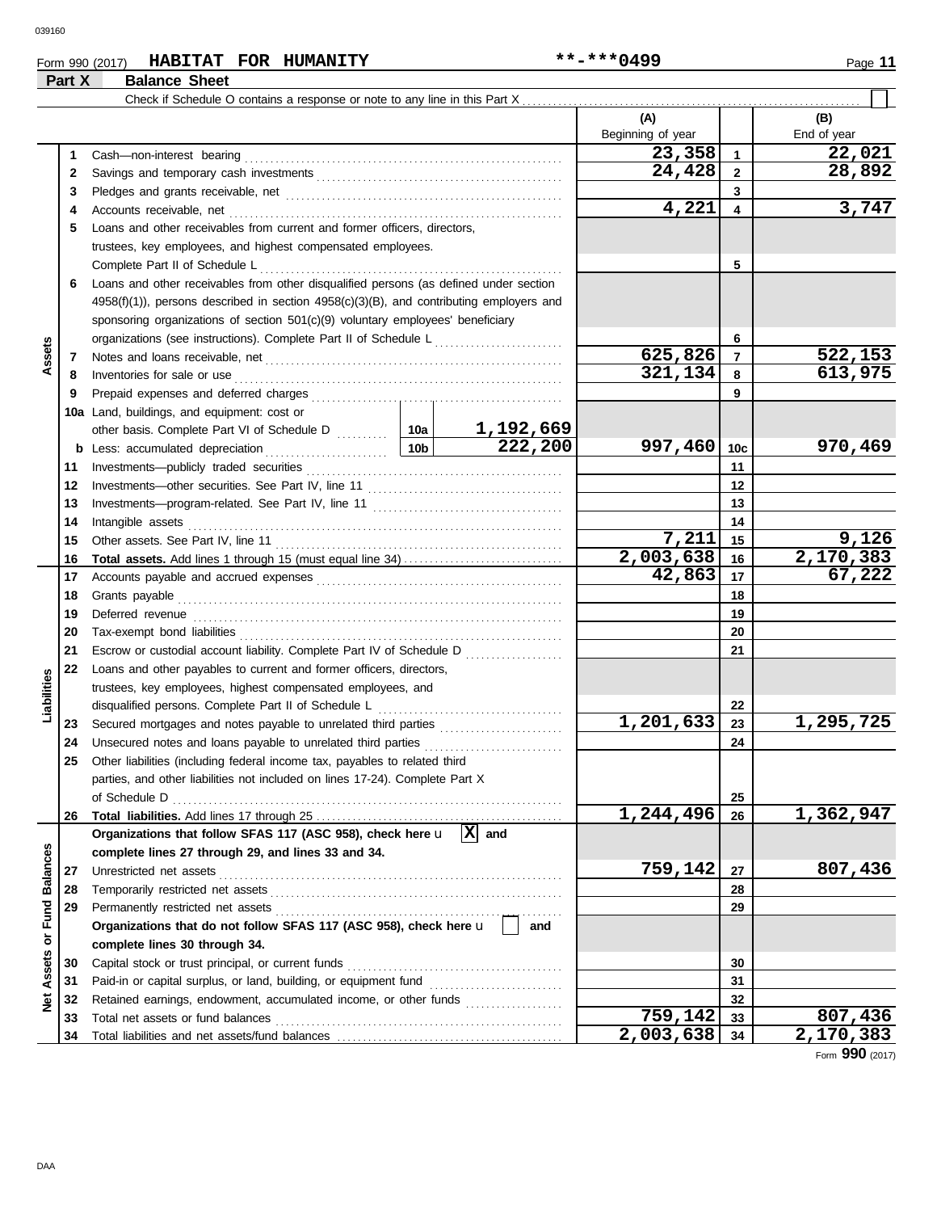Form 990 (2017) **HABITAT FOR HUMANITY** **-***0499

## Part X Balance Sheet

Check if Schedule O contains a response or note to any line in this Part X . . . . . . . . . . . . . . . . . . . . . . . . . . . . . . . . . . . . . ☐

| | | Description | | | (A) Beginning of year | | (B) End of year |
|---|---|---|---|---|---|---|---|
| **Assets** | 1 | Cash—non-interest bearing | | | 23,358 | 1 | 22,021 |
| | 2 | Savings and temporary cash investments | | | 24,428 | 2 | 28,892 |
| | 3 | Pledges and grants receivable, net | | | | 3 | |
| | 4 | Accounts receivable, net | | | 4,221 | 4 | 3,747 |
| | 5 | Loans and other receivables from current and former officers, directors, trustees, key employees, and highest compensated employees. Complete Part II of Schedule L | | | | 5 | |
| | 6 | Loans and other receivables from other disqualified persons (as defined under section 4958(f)(1)), persons described in section 4958(c)(3)(B), and contributing employers and sponsoring organizations of section 501(c)(9) voluntary employees' beneficiary organizations (see instructions). Complete Part II of Schedule L | | | | 6 | |
| | 7 | Notes and loans receivable, net | | | 625,826 | 7 | 522,153 |
| | 8 | Inventories for sale or use | | | 321,134 | 8 | 613,975 |
| | 9 | Prepaid expenses and deferred charges | | | | 9 | |
| | 10a | Land, buildings, and equipment: cost or other basis. Complete Part VI of Schedule D | 10a | 1,192,669 | | | |
| | b | Less: accumulated depreciation | 10b | 222,200 | 997,460 | 10c | 970,469 |
| | 11 | Investments—publicly traded securities | | | | 11 | |
| | 12 | Investments—other securities. See Part IV, line 11 | | | | 12 | |
| | 13 | Investments—program-related. See Part IV, line 11 | | | | 13 | |
| | 14 | Intangible assets | | | | 14 | |
| | 15 | Other assets. See Part IV, line 11 | | | 7,211 | 15 | 9,126 |
| | 16 | **Total assets.** Add lines 1 through 15 (must equal line 34) | | | 2,003,638 | 16 | 2,170,383 |
| **Liabilities** | 17 | Accounts payable and accrued expenses | | | 42,863 | 17 | 67,222 |
| | 18 | Grants payable | | | | 18 | |
| | 19 | Deferred revenue | | | | 19 | |
| | 20 | Tax-exempt bond liabilities | | | | 20 | |
| | 21 | Escrow or custodial account liability. Complete Part IV of Schedule D | | | | 21 | |
| | 22 | Loans and other payables to current and former officers, directors, trustees, key employees, highest compensated employees, and disqualified persons. Complete Part II of Schedule L | | | | 22 | |
| | 23 | Secured mortgages and notes payable to unrelated third parties | | | 1,201,633 | 23 | 1,295,725 |
| | 24 | Unsecured notes and loans payable to unrelated third parties | | | | 24 | |
| | 25 | Other liabilities (including federal income tax, payables to related third parties, and other liabilities not included on lines 17-24). Complete Part X of Schedule D | | | | 25 | |
| | 26 | **Total liabilities.** Add lines 17 through 25 | | | 1,244,496 | 26 | 1,362,947 |
| **Net Assets or Fund Balances** | | **Organizations that follow SFAS 117 (ASC 958), check here** ☒ **and complete lines 27 through 29, and lines 33 and 34.** | | | | | |
| | 27 | Unrestricted net assets | | | 759,142 | 27 | 807,436 |
| | 28 | Temporarily restricted net assets | | | | 28 | |
| | 29 | Permanently restricted net assets | | | | 29 | |
| | | **Organizations that do not follow SFAS 117 (ASC 958), check here** ☐ **and complete lines 30 through 34.** | | | | | |
| | 30 | Capital stock or trust principal, or current funds | | | | 30 | |
| | 31 | Paid-in or capital surplus, or land, building, or equipment fund | | | | 31 | |
| | 32 | Retained earnings, endowment, accumulated income, or other funds | | | | 32 | |
| | 33 | Total net assets or fund balances | | | 759,142 | 33 | 807,436 |
| | 34 | Total liabilities and net assets/fund balances | | | 2,003,638 | 34 | 2,170,383 |

Form **990** (2017)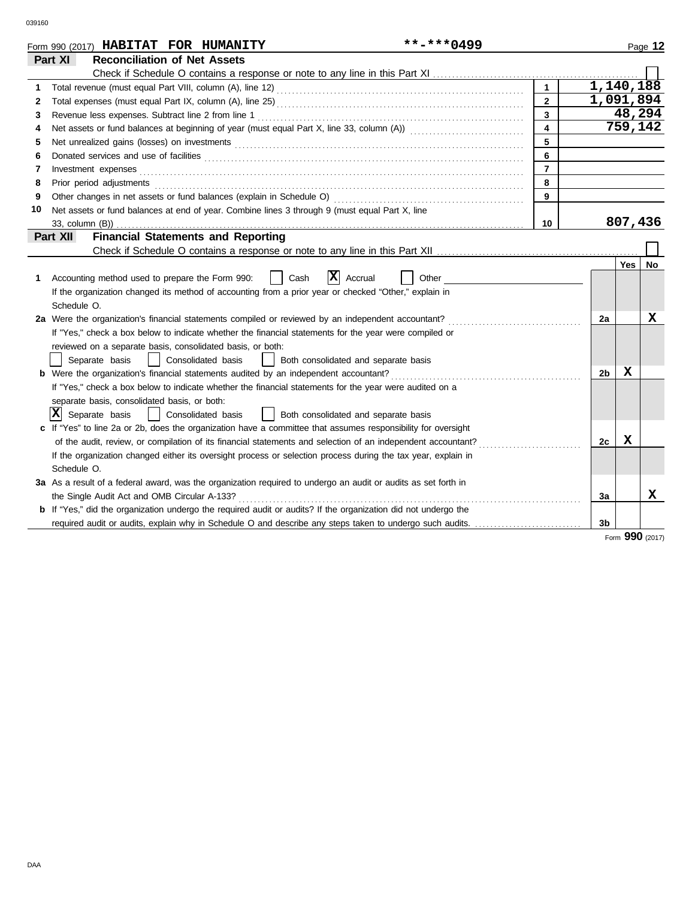Form 990 (2017) **HABITAT FOR HUMANITY** **-***0499

## Part XI Reconciliation of Net Assets

Check if Schedule O contains a response or note to any line in this Part XI ☐

| | | | |
|---|---|---|---|
| 1 | Total revenue (must equal Part VIII, column (A), line 12) | 1 | 1,140,188 |
| 2 | Total expenses (must equal Part IX, column (A), line 25) | 2 | 1,091,894 |
| 3 | Revenue less expenses. Subtract line 2 from line 1 | 3 | 48,294 |
| 4 | Net assets or fund balances at beginning of year (must equal Part X, line 33, column (A)) | 4 | 759,142 |
| 5 | Net unrealized gains (losses) on investments | 5 | |
| 6 | Donated services and use of facilities | 6 | |
| 7 | Investment expenses | 7 | |
| 8 | Prior period adjustments | 8 | |
| 9 | Other changes in net assets or fund balances (explain in Schedule O) | 9 | |
| 10 | Net assets or fund balances at end of year. Combine lines 3 through 9 (must equal Part X, line 33, column (B)) | 10 | 807,436 |

## Part XII Financial Statements and Reporting

Check if Schedule O contains a response or note to any line in this Part XII ☐

| | | | Yes | No |
|---|---|---|---|---|
| 1 | Accounting method used to prepare the Form 990: ☐ Cash ☒ Accrual ☐ Other | | | |
| | If the organization changed its method of accounting from a prior year or checked "Other," explain in Schedule O. | | | |
| 2a | Were the organization's financial statements compiled or reviewed by an independent accountant? | 2a | | X |
| | If "Yes," check a box below to indicate whether the financial statements for the year were compiled or reviewed on a separate basis, consolidated basis, or both: ☐ Separate basis ☐ Consolidated basis ☐ Both consolidated and separate basis | | | |
| b | Were the organization's financial statements audited by an independent accountant? | 2b | X | |
| | If "Yes," check a box below to indicate whether the financial statements for the year were audited on a separate basis, consolidated basis, or both: ☒ Separate basis ☐ Consolidated basis ☐ Both consolidated and separate basis | | | |
| c | If "Yes" to line 2a or 2b, does the organization have a committee that assumes responsibility for oversight of the audit, review, or compilation of its financial statements and selection of an independent accountant? | 2c | X | |
| | If the organization changed either its oversight process or selection process during the tax year, explain in Schedule O. | | | |
| 3a | As a result of a federal award, was the organization required to undergo an audit or audits as set forth in the Single Audit Act and OMB Circular A-133? | 3a | | X |
| b | If "Yes," did the organization undergo the required audit or audits? If the organization did not undergo the required audit or audits, explain why in Schedule O and describe any steps taken to undergo such audits. | 3b | | |

Form **990** (2017)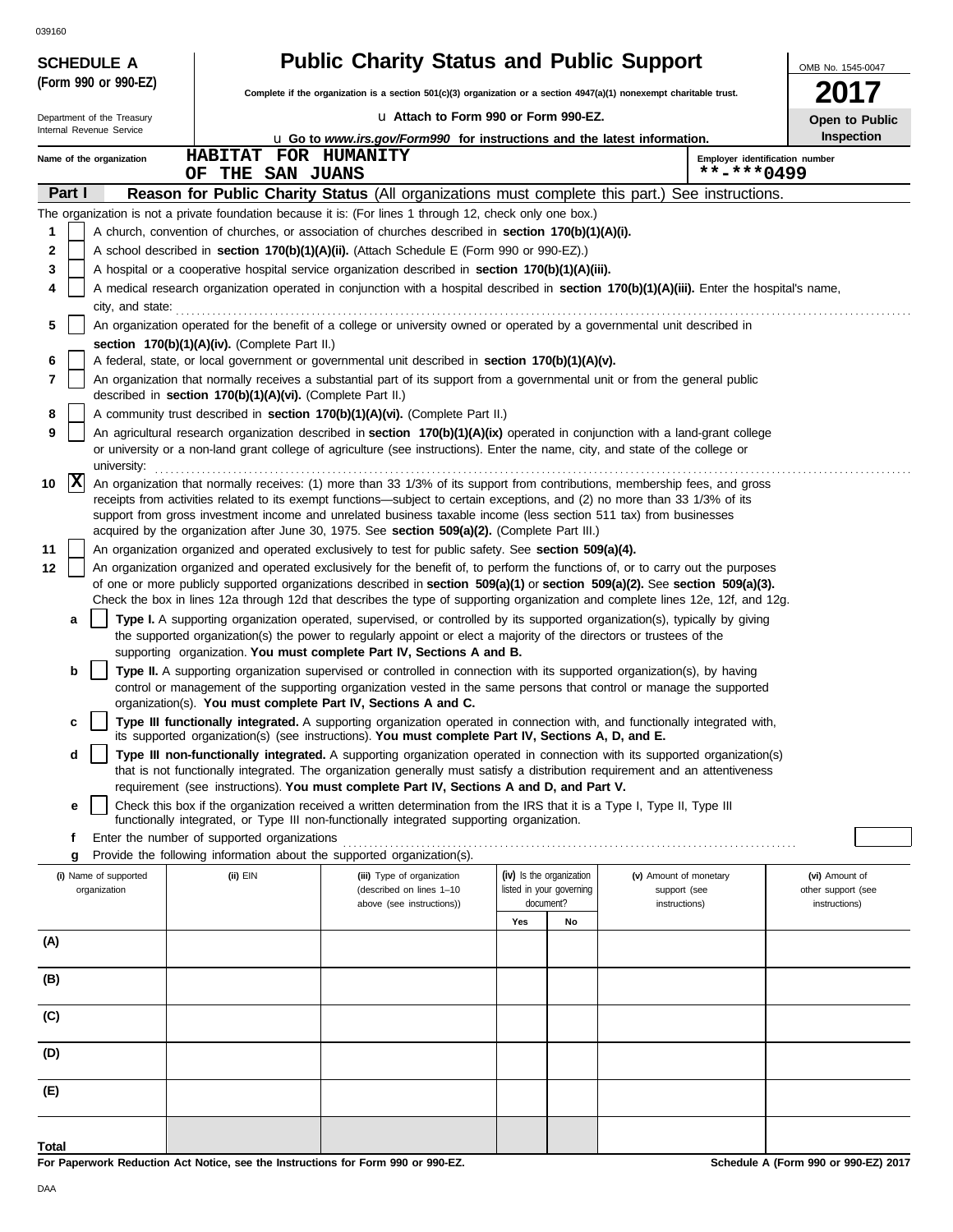039160

**SCHEDULE A**
**(Form 990 or 990-EZ)**

Department of the Treasury
Internal Revenue Service

# Public Charity Status and Public Support

**Complete if the organization is a section 501(c)(3) organization or a section 4947(a)(1) nonexempt charitable trust.**

u Attach to Form 990 or Form 990-EZ.

u Go to *www.irs.gov/Form990* for instructions and the latest information.

OMB No. 1545-0047

**2017**

**Open to Public Inspection**

Name of the organization: HABITAT FOR HUMANITY OF THE SAN JUANS

Employer identification number: **-***0499

**Part I** **Reason for Public Charity Status** (All organizations must complete this part.) See instructions.

The organization is not a private foundation because it is: (For lines 1 through 12, check only one box.)

1 [ ] A church, convention of churches, or association of churches described in **section 170(b)(1)(A)(i).**

2 [ ] A school described in **section 170(b)(1)(A)(ii).** (Attach Schedule E (Form 990 or 990-EZ).)

3 [ ] A hospital or a cooperative hospital service organization described in **section 170(b)(1)(A)(iii).**

4 [ ] A medical research organization operated in conjunction with a hospital described in **section 170(b)(1)(A)(iii).** Enter the hospital's name, city, and state:

5 [ ] An organization operated for the benefit of a college or university owned or operated by a governmental unit described in **section 170(b)(1)(A)(iv).** (Complete Part II.)

6 [ ] A federal, state, or local government or governmental unit described in **section 170(b)(1)(A)(v).**

7 [ ] An organization that normally receives a substantial part of its support from a governmental unit or from the general public described in **section 170(b)(1)(A)(vi).** (Complete Part II.)

8 [ ] A community trust described in **section 170(b)(1)(A)(vi).** (Complete Part II.)

9 [ ] An agricultural research organization described in **section 170(b)(1)(A)(ix)** operated in conjunction with a land-grant college or university or a non-land grant college of agriculture (see instructions). Enter the name, city, and state of the college or university:

10 [X] An organization that normally receives: (1) more than 33 1/3% of its support from contributions, membership fees, and gross receipts from activities related to its exempt functions—subject to certain exceptions, and (2) no more than 33 1/3% of its support from gross investment income and unrelated business taxable income (less section 511 tax) from businesses acquired by the organization after June 30, 1975. See **section 509(a)(2).** (Complete Part III.)

11 [ ] An organization organized and operated exclusively to test for public safety. See **section 509(a)(4).**

12 [ ] An organization organized and operated exclusively for the benefit of, to perform the functions of, or to carry out the purposes of one or more publicly supported organizations described in **section 509(a)(1)** or **section 509(a)(2).** See **section 509(a)(3).** Check the box in lines 12a through 12d that describes the type of supporting organization and complete lines 12e, 12f, and 12g.

a [ ] **Type I.** A supporting organization operated, supervised, or controlled by its supported organization(s), typically by giving the supported organization(s) the power to regularly appoint or elect a majority of the directors or trustees of the supporting organization. **You must complete Part IV, Sections A and B.**

b [ ] **Type II.** A supporting organization supervised or controlled in connection with its supported organization(s), by having control or management of the supporting organization vested in the same persons that control or manage the supported organization(s). **You must complete Part IV, Sections A and C.**

c [ ] **Type III functionally integrated.** A supporting organization operated in connection with, and functionally integrated with, its supported organization(s) (see instructions). **You must complete Part IV, Sections A, D, and E.**

d [ ] **Type III non-functionally integrated.** A supporting organization operated in connection with its supported organization(s) that is not functionally integrated. The organization generally must satisfy a distribution requirement and an attentiveness requirement (see instructions). **You must complete Part IV, Sections A and D, and Part V.**

e [ ] Check this box if the organization received a written determination from the IRS that it is a Type I, Type II, Type III functionally integrated, or Type III non-functionally integrated supporting organization.

f Enter the number of supported organizations

g Provide the following information about the supported organization(s).

| (i) Name of supported organization | (ii) EIN | (iii) Type of organization (described on lines 1–10 above (see instructions)) | (iv) Is the organization listed in your governing document? | | (v) Amount of monetary support (see instructions) | (vi) Amount of other support (see instructions) |
|---|---|---|---|---|---|---|
| | | | Yes | No | | |
| (A) | | | | | | |
| (B) | | | | | | |
| (C) | | | | | | |
| (D) | | | | | | |
| (E) | | | | | | |
| Total | | | | | | |

**For Paperwork Reduction Act Notice, see the Instructions for Form 990 or 990-EZ.**

**Schedule A (Form 990 or 990-EZ) 2017**

DAA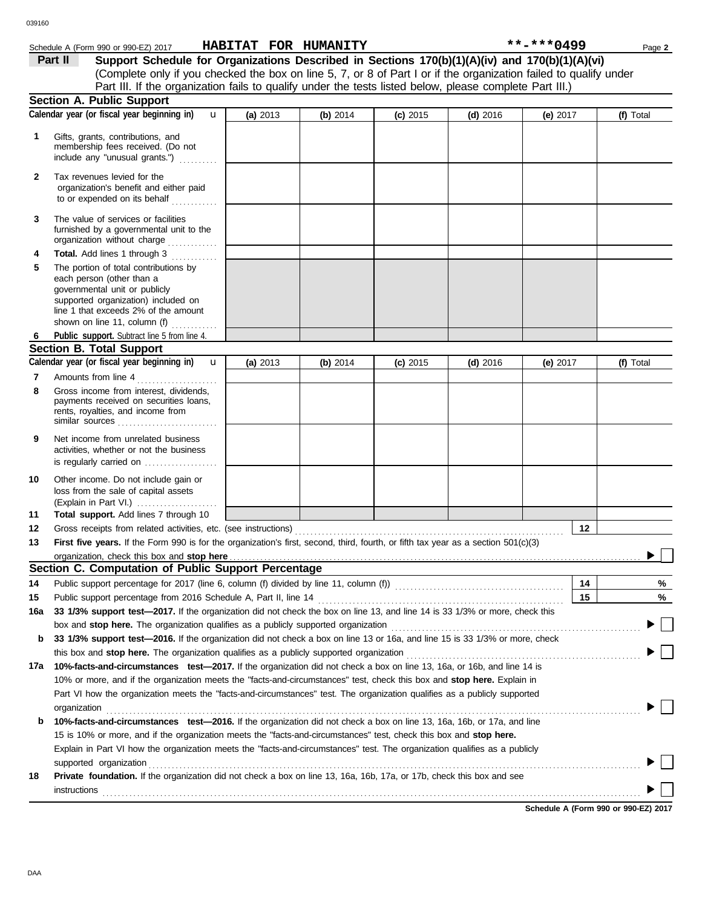039160

Schedule A (Form 990 or 990-EZ) 2017 **HABITAT FOR HUMANITY** **-***0499 Page **2**

**Part II** **Support Schedule for Organizations Described in Sections 170(b)(1)(A)(iv) and 170(b)(1)(A)(vi)**
(Complete only if you checked the box on line 5, 7, or 8 of Part I or if the organization failed to qualify under Part III. If the organization fails to qualify under the tests listed below, please complete Part III.)

## Section A. Public Support

| Calendar year (or fiscal year beginning in) u | (a) 2013 | (b) 2014 | (c) 2015 | (d) 2016 | (e) 2017 | (f) Total |
|---|---|---|---|---|---|---|
| **1** Gifts, grants, contributions, and membership fees received. (Do not include any "unusual grants.") | | | | | | |
| **2** Tax revenues levied for the organization's benefit and either paid to or expended on its behalf | | | | | | |
| **3** The value of services or facilities furnished by a governmental unit to the organization without charge | | | | | | |
| **4** **Total.** Add lines 1 through 3 | | | | | | |
| **5** The portion of total contributions by each person (other than a governmental unit or publicly supported organization) included on line 1 that exceeds 2% of the amount shown on line 11, column (f) | | | | | | |
| **6** **Public support.** Subtract line 5 from line 4. | | | | | | |

## Section B. Total Support

| Calendar year (or fiscal year beginning in) u | (a) 2013 | (b) 2014 | (c) 2015 | (d) 2016 | (e) 2017 | (f) Total |
|---|---|---|---|---|---|---|
| **7** Amounts from line 4 | | | | | | |
| **8** Gross income from interest, dividends, payments received on securities loans, rents, royalties, and income from similar sources | | | | | | |
| **9** Net income from unrelated business activities, whether or not the business is regularly carried on | | | | | | |
| **10** Other income. Do not include gain or loss from the sale of capital assets (Explain in Part VI.) | | | | | | |
| **11** **Total support.** Add lines 7 through 10 | | | | | | |

**12** Gross receipts from related activities, etc. (see instructions) **12**

**13** **First five years.** If the Form 990 is for the organization's first, second, third, fourth, or fifth tax year as a section 501(c)(3) organization, check this box and **stop here** ▶ ☐

## Section C. Computation of Public Support Percentage

**14** Public support percentage for 2017 (line 6, column (f) divided by line 11, column (f)) **14** %

**15** Public support percentage from 2016 Schedule A, Part II, line 14 **15** %

**16a** **33 1/3% support test—2017.** If the organization did not check the box on line 13, and line 14 is 33 1/3% or more, check this box and **stop here.** The organization qualifies as a publicly supported organization ▶ ☐

**b** **33 1/3% support test—2016.** If the organization did not check a box on line 13 or 16a, and line 15 is 33 1/3% or more, check this box and **stop here.** The organization qualifies as a publicly supported organization ▶ ☐

**17a** **10%-facts-and-circumstances test—2017.** If the organization did not check a box on line 13, 16a, or 16b, and line 14 is 10% or more, and if the organization meets the "facts-and-circumstances" test, check this box and **stop here.** Explain in Part VI how the organization meets the "facts-and-circumstances" test. The organization qualifies as a publicly supported organization ▶ ☐

**b** **10%-facts-and-circumstances test—2016.** If the organization did not check a box on line 13, 16a, 16b, or 17a, and line 15 is 10% or more, and if the organization meets the "facts-and-circumstances" test, check this box and **stop here.** Explain in Part VI how the organization meets the "facts-and-circumstances" test. The organization qualifies as a publicly supported organization ▶ ☐

**18** **Private foundation.** If the organization did not check a box on line 13, 16a, 16b, 17a, or 17b, check this box and see instructions ▶ ☐

**Schedule A (Form 990 or 990-EZ) 2017**

DAA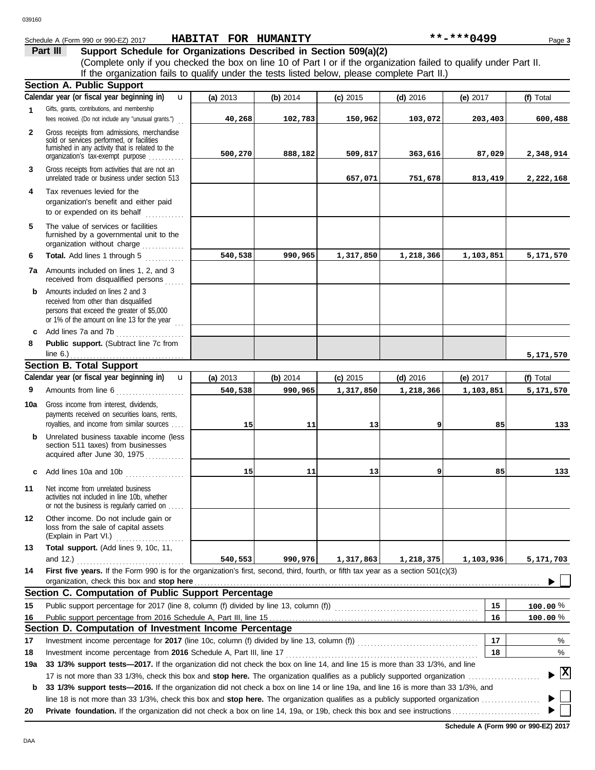039160

Schedule A (Form 990 or 990-EZ) 2017 **HABITAT FOR HUMANITY** **-***0499 Page **3**

## Part III Support Schedule for Organizations Described in Section 509(a)(2)

(Complete only if you checked the box on line 10 of Part I or if the organization failed to qualify under Part II. If the organization fails to qualify under the tests listed below, please complete Part II.)

### Section A. Public Support

| | Calendar year (or fiscal year beginning in) | (a) 2013 | (b) 2014 | (c) 2015 | (d) 2016 | (e) 2017 | (f) Total |
|---|---|---|---|---|---|---|---|
| 1 | Gifts, grants, contributions, and membership fees received. (Do not include any "unusual grants.") | 40,268 | 102,783 | 150,962 | 103,072 | 203,403 | 600,488 |
| 2 | Gross receipts from admissions, merchandise sold or services performed, or facilities furnished in any activity that is related to the organization's tax-exempt purpose | 500,270 | 888,182 | 509,817 | 363,616 | 87,029 | 2,348,914 |
| 3 | Gross receipts from activities that are not an unrelated trade or business under section 513 | | | 657,071 | 751,678 | 813,419 | 2,222,168 |
| 4 | Tax revenues levied for the organization's benefit and either paid to or expended on its behalf | | | | | | |
| 5 | The value of services or facilities furnished by a governmental unit to the organization without charge | | | | | | |
| 6 | **Total.** Add lines 1 through 5 | 540,538 | 990,965 | 1,317,850 | 1,218,366 | 1,103,851 | 5,171,570 |
| 7a | Amounts included on lines 1, 2, and 3 received from disqualified persons | | | | | | |
| b | Amounts included on lines 2 and 3 received from other than disqualified persons that exceed the greater of $5,000 or 1% of the amount on line 13 for the year | | | | | | |
| c | Add lines 7a and 7b | | | | | | |
| 8 | **Public support.** (Subtract line 7c from line 6.) | | | | | | 5,171,570 |

### Section B. Total Support

| | Calendar year (or fiscal year beginning in) | (a) 2013 | (b) 2014 | (c) 2015 | (d) 2016 | (e) 2017 | (f) Total |
|---|---|---|---|---|---|---|---|
| 9 | Amounts from line 6 | 540,538 | 990,965 | 1,317,850 | 1,218,366 | 1,103,851 | 5,171,570 |
| 10a | Gross income from interest, dividends, payments received on securities loans, rents, royalties, and income from similar sources | 15 | 11 | 13 | 9 | 85 | 133 |
| b | Unrelated business taxable income (less section 511 taxes) from businesses acquired after June 30, 1975 | | | | | | |
| c | Add lines 10a and 10b | 15 | 11 | 13 | 9 | 85 | 133 |
| 11 | Net income from unrelated business activities not included in line 10b, whether or not the business is regularly carried on | | | | | | |
| 12 | Other income. Do not include gain or loss from the sale of capital assets (Explain in Part VI.) | | | | | | |
| 13 | **Total support.** (Add lines 9, 10c, 11, and 12.) | 540,553 | 990,976 | 1,317,863 | 1,218,375 | 1,103,936 | 5,171,703 |

**14** **First five years.** If the Form 990 is for the organization's first, second, third, fourth, or fifth tax year as a section 501(c)(3) organization, check this box and **stop here** ☐

### Section C. Computation of Public Support Percentage

| | | | |
|---|---|---|---|
| 15 | Public support percentage for 2017 (line 8, column (f) divided by line 13, column (f)) | 15 | 100.00 % |
| 16 | Public support percentage from 2016 Schedule A, Part III, line 15 | 16 | 100.00 % |

### Section D. Computation of Investment Income Percentage

| | | | |
|---|---|---|---|
| 17 | Investment income percentage for **2017** (line 10c, column (f) divided by line 13, column (f)) | 17 | % |
| 18 | Investment income percentage from **2016** Schedule A, Part III, line 17 | 18 | % |

**19a** **33 1/3% support tests—2017.** If the organization did not check the box on line 14, and line 15 is more than 33 1/3%, and line 17 is not more than 33 1/3%, check this box and **stop here.** The organization qualifies as a publicly supported organization ☒

**b** **33 1/3% support tests—2016.** If the organization did not check a box on line 14 or line 19a, and line 16 is more than 33 1/3%, and line 18 is not more than 33 1/3%, check this box and **stop here.** The organization qualifies as a publicly supported organization ☐

**20** **Private foundation.** If the organization did not check a box on line 14, 19a, or 19b, check this box and see instructions ☐

**Schedule A (Form 990 or 990-EZ) 2017**

DAA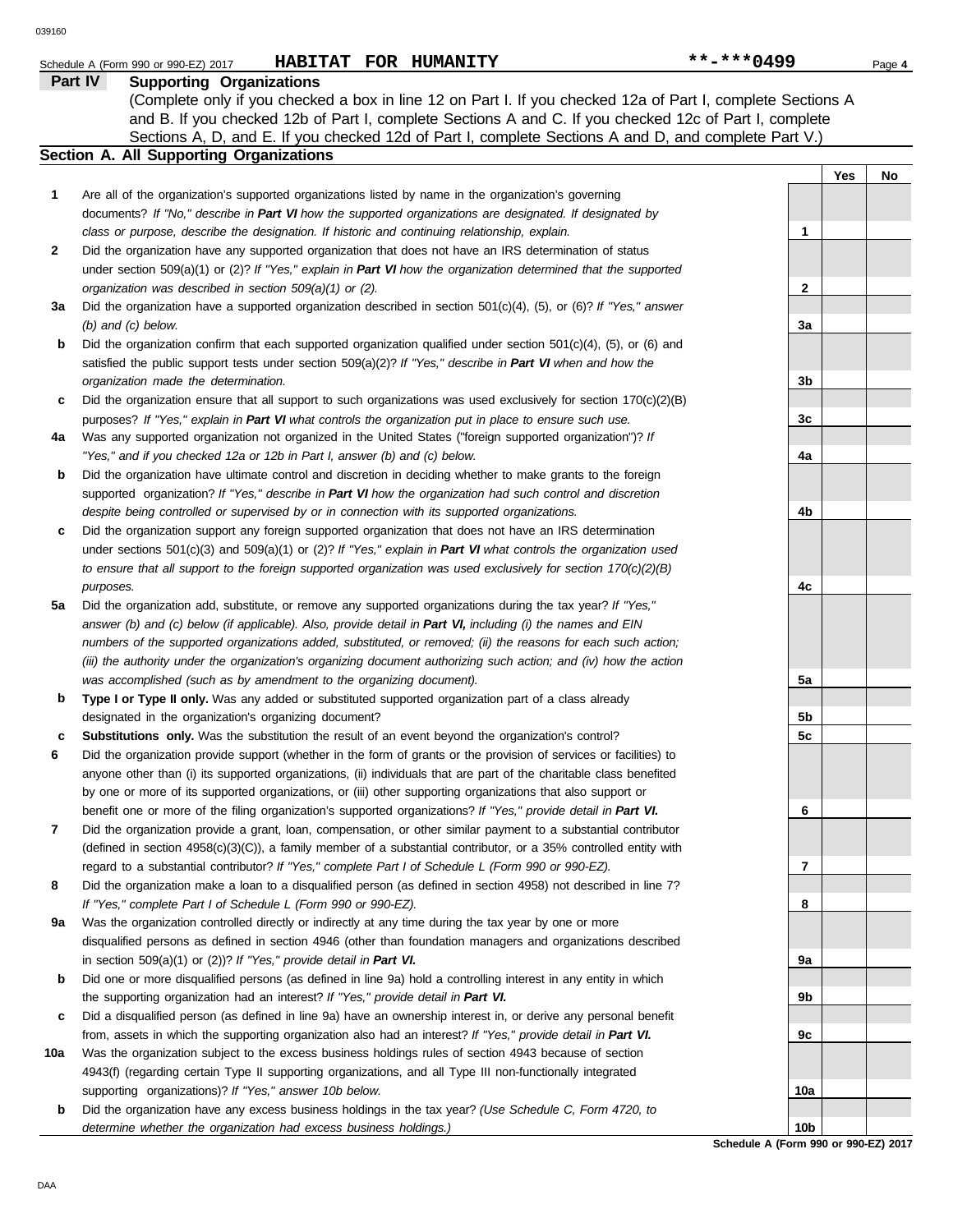Schedule A (Form 990 or 990-EZ) 2017 **HABITAT FOR HUMANITY** **-***0499

## Part IV Supporting Organizations

(Complete only if you checked a box in line 12 on Part I. If you checked 12a of Part I, complete Sections A and B. If you checked 12b of Part I, complete Sections A and C. If you checked 12c of Part I, complete Sections A, D, and E. If you checked 12d of Part I, complete Sections A and D, and complete Part V.)

### Section A. All Supporting Organizations

| | | | Yes | No |
|---|---|---|---|---|
| **1** | Are all of the organization's supported organizations listed by name in the organization's governing documents? *If "No," describe in **Part VI** how the supported organizations are designated. If designated by class or purpose, describe the designation. If historic and continuing relationship, explain.* | **1** | | |
| **2** | Did the organization have any supported organization that does not have an IRS determination of status under section 509(a)(1) or (2)? *If "Yes," explain in **Part VI** how the organization determined that the supported organization was described in section 509(a)(1) or (2).* | **2** | | |
| **3a** | Did the organization have a supported organization described in section 501(c)(4), (5), or (6)? *If "Yes," answer (b) and (c) below.* | **3a** | | |
| **b** | Did the organization confirm that each supported organization qualified under section 501(c)(4), (5), or (6) and satisfied the public support tests under section 509(a)(2)? *If "Yes," describe in **Part VI** when and how the organization made the determination.* | **3b** | | |
| **c** | Did the organization ensure that all support to such organizations was used exclusively for section 170(c)(2)(B) purposes? *If "Yes," explain in **Part VI** what controls the organization put in place to ensure such use.* | **3c** | | |
| **4a** | Was any supported organization not organized in the United States ("foreign supported organization")? *If "Yes," and if you checked 12a or 12b in Part I, answer (b) and (c) below.* | **4a** | | |
| **b** | Did the organization have ultimate control and discretion in deciding whether to make grants to the foreign supported organization? *If "Yes," describe in **Part VI** how the organization had such control and discretion despite being controlled or supervised by or in connection with its supported organizations.* | **4b** | | |
| **c** | Did the organization support any foreign supported organization that does not have an IRS determination under sections 501(c)(3) and 509(a)(1) or (2)? *If "Yes," explain in **Part VI** what controls the organization used to ensure that all support to the foreign supported organization was used exclusively for section 170(c)(2)(B) purposes.* | **4c** | | |
| **5a** | Did the organization add, substitute, or remove any supported organizations during the tax year? *If "Yes," answer (b) and (c) below (if applicable). Also, provide detail in **Part VI,** including (i) the names and EIN numbers of the supported organizations added, substituted, or removed; (ii) the reasons for each such action; (iii) the authority under the organization's organizing document authorizing such action; and (iv) how the action was accomplished (such as by amendment to the organizing document).* | **5a** | | |
| **b** | **Type I or Type II only.** Was any added or substituted supported organization part of a class already designated in the organization's organizing document? | **5b** | | |
| **c** | **Substitutions only.** Was the substitution the result of an event beyond the organization's control? | **5c** | | |
| **6** | Did the organization provide support (whether in the form of grants or the provision of services or facilities) to anyone other than (i) its supported organizations, (ii) individuals that are part of the charitable class benefited by one or more of its supported organizations, or (iii) other supporting organizations that also support or benefit one or more of the filing organization's supported organizations? *If "Yes," provide detail in **Part VI.*** | **6** | | |
| **7** | Did the organization provide a grant, loan, compensation, or other similar payment to a substantial contributor (defined in section 4958(c)(3)(C)), a family member of a substantial contributor, or a 35% controlled entity with regard to a substantial contributor? *If "Yes," complete Part I of Schedule L (Form 990 or 990-EZ).* | **7** | | |
| **8** | Did the organization make a loan to a disqualified person (as defined in section 4958) not described in line 7? *If "Yes," complete Part I of Schedule L (Form 990 or 990-EZ).* | **8** | | |
| **9a** | Was the organization controlled directly or indirectly at any time during the tax year by one or more disqualified persons as defined in section 4946 (other than foundation managers and organizations described in section 509(a)(1) or (2))? *If "Yes," provide detail in **Part VI.*** | **9a** | | |
| **b** | Did one or more disqualified persons (as defined in line 9a) hold a controlling interest in any entity in which the supporting organization had an interest? *If "Yes," provide detail in **Part VI.*** | **9b** | | |
| **c** | Did a disqualified person (as defined in line 9a) have an ownership interest in, or derive any personal benefit from, assets in which the supporting organization also had an interest? *If "Yes," provide detail in **Part VI.*** | **9c** | | |
| **10a** | Was the organization subject to the excess business holdings rules of section 4943 because of section 4943(f) (regarding certain Type II supporting organizations, and all Type III non-functionally integrated supporting organizations)? *If "Yes," answer 10b below.* | **10a** | | |
| **b** | Did the organization have any excess business holdings in the tax year? *(Use Schedule C, Form 4720, to determine whether the organization had excess business holdings.)* | **10b** | | |

**Schedule A (Form 990 or 990-EZ) 2017**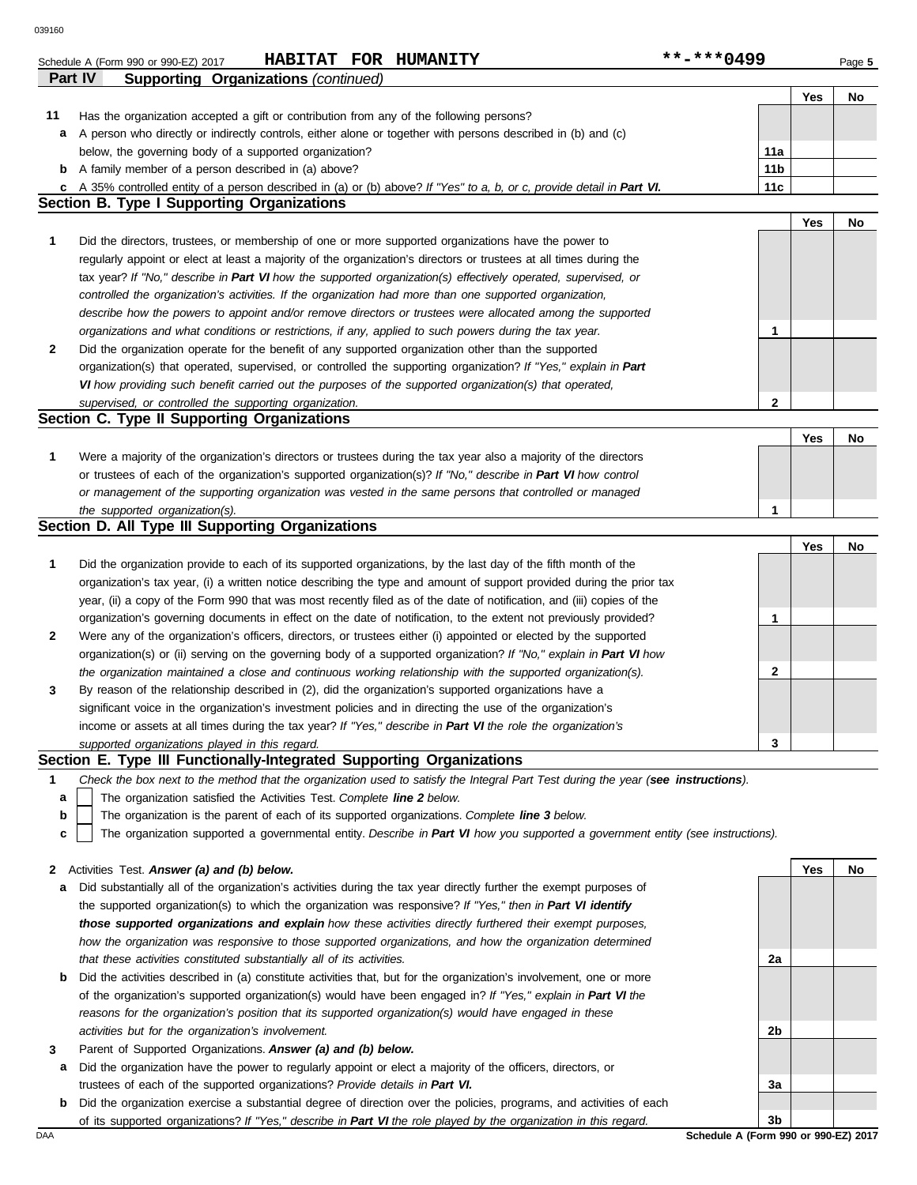Schedule A (Form 990 or 990-EZ) 2017 **HABITAT FOR HUMANITY** **-***0499 Page **5**

## Part IV Supporting Organizations *(continued)*

| | | | Yes | No |
|---|---|---|---|---|
| **11** | Has the organization accepted a gift or contribution from any of the following persons? | | | |
| **a** | A person who directly or indirectly controls, either alone or together with persons described in (b) and (c) below, the governing body of a supported organization? | **11a** | | |
| **b** | A family member of a person described in (a) above? | **11b** | | |
| **c** | A 35% controlled entity of a person described in (a) or (b) above? *If "Yes" to a, b, or c, provide detail in* ***Part VI.*** | **11c** | | |

### Section B. Type I Supporting Organizations

| | | | Yes | No |
|---|---|---|---|---|
| **1** | Did the directors, trustees, or membership of one or more supported organizations have the power to regularly appoint or elect at least a majority of the organization's directors or trustees at all times during the tax year? *If "No," describe in* ***Part VI*** *how the supported organization(s) effectively operated, supervised, or controlled the organization's activities. If the organization had more than one supported organization, describe how the powers to appoint and/or remove directors or trustees were allocated among the supported organizations and what conditions or restrictions, if any, applied to such powers during the tax year.* | **1** | | |
| **2** | Did the organization operate for the benefit of any supported organization other than the supported organization(s) that operated, supervised, or controlled the supporting organization? *If "Yes," explain in* ***Part VI*** *how providing such benefit carried out the purposes of the supported organization(s) that operated, supervised, or controlled the supporting organization.* | **2** | | |

### Section C. Type II Supporting Organizations

| | | | Yes | No |
|---|---|---|---|---|
| **1** | Were a majority of the organization's directors or trustees during the tax year also a majority of the directors or trustees of each of the organization's supported organization(s)? *If "No," describe in* ***Part VI*** *how control or management of the supporting organization was vested in the same persons that controlled or managed the supported organization(s).* | **1** | | |

### Section D. All Type III Supporting Organizations

| | | | Yes | No |
|---|---|---|---|---|
| **1** | Did the organization provide to each of its supported organizations, by the last day of the fifth month of the organization's tax year, (i) a written notice describing the type and amount of support provided during the prior tax year, (ii) a copy of the Form 990 that was most recently filed as of the date of notification, and (iii) copies of the organization's governing documents in effect on the date of notification, to the extent not previously provided? | **1** | | |
| **2** | Were any of the organization's officers, directors, or trustees either (i) appointed or elected by the supported organization(s) or (ii) serving on the governing body of a supported organization? *If "No," explain in* ***Part VI*** *how the organization maintained a close and continuous working relationship with the supported organization(s).* | **2** | | |
| **3** | By reason of the relationship described in (2), did the organization's supported organizations have a significant voice in the organization's investment policies and in directing the use of the organization's income or assets at all times during the tax year? *If "Yes," describe in* ***Part VI*** *the role the organization's supported organizations played in this regard.* | **3** | | |

### Section E. Type III Functionally-Integrated Supporting Organizations

**1** *Check the box next to the method that the organization used to satisfy the Integral Part Test during the year (****see instructions****).*

- **a** ☐ The organization satisfied the Activities Test. *Complete* ***line 2*** *below.*
- **b** ☐ The organization is the parent of each of its supported organizations. *Complete* ***line 3*** *below.*
- **c** ☐ The organization supported a governmental entity. *Describe in* ***Part VI*** *how you supported a government entity (see instructions).*

| | | | Yes | No |
|---|---|---|---|---|
| **2** | Activities Test. ***Answer (a) and (b) below.*** | | | |
| **a** | Did substantially all of the organization's activities during the tax year directly further the exempt purposes of the supported organization(s) to which the organization was responsive? *If "Yes," then in* ***Part VI identify those supported organizations and explain*** *how these activities directly furthered their exempt purposes, how the organization was responsive to those supported organizations, and how the organization determined that these activities constituted substantially all of its activities.* | **2a** | | |
| **b** | Did the activities described in (a) constitute activities that, but for the organization's involvement, one or more of the organization's supported organization(s) would have been engaged in? *If "Yes," explain in* ***Part VI*** *the reasons for the organization's position that its supported organization(s) would have engaged in these activities but for the organization's involvement.* | **2b** | | |
| **3** | Parent of Supported Organizations. ***Answer (a) and (b) below.*** | | | |
| **a** | Did the organization have the power to regularly appoint or elect a majority of the officers, directors, or trustees of each of the supported organizations? *Provide details in* ***Part VI.*** | **3a** | | |
| **b** | Did the organization exercise a substantial degree of direction over the policies, programs, and activities of each of its supported organizations? *If "Yes," describe in* ***Part VI*** *the role played by the organization in this regard.* | **3b** | | |

Schedule A (Form 990 or 990-EZ) 2017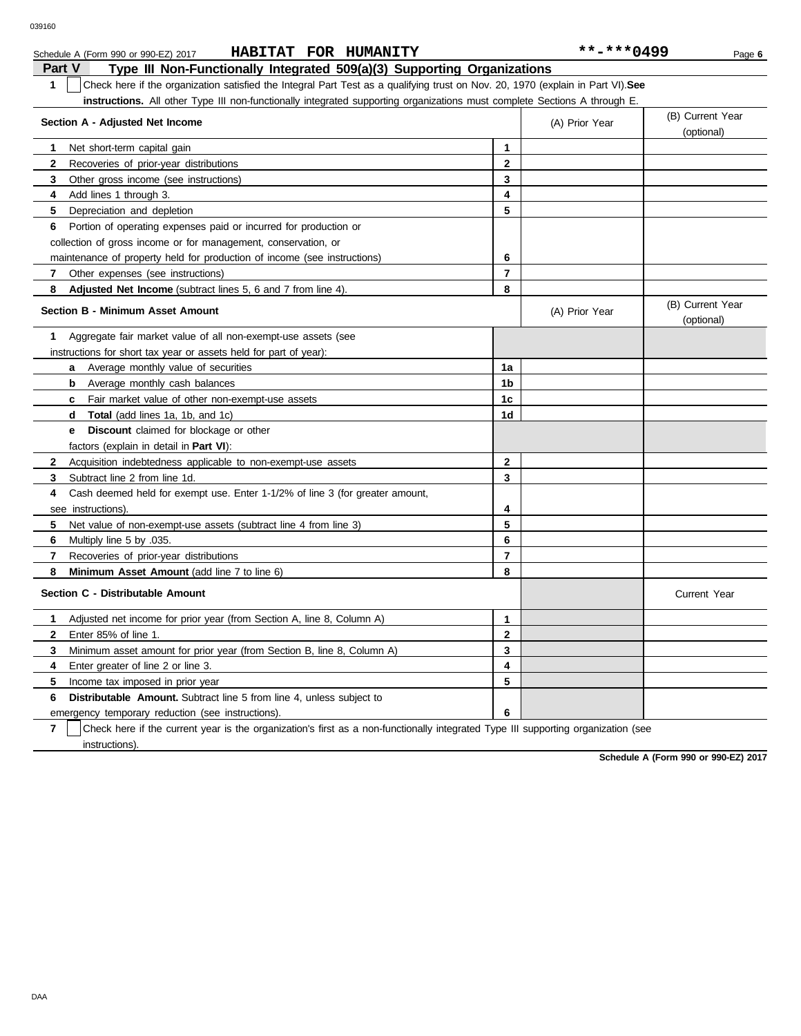Schedule A (Form 990 or 990-EZ) 2017 **HABITAT FOR HUMANITY** **-***0499

## Part V Type III Non-Functionally Integrated 509(a)(3) Supporting Organizations

**1** ☐ Check here if the organization satisfied the Integral Part Test as a qualifying trust on Nov. 20, 1970 (explain in Part VI). **See instructions.** All other Type III non-functionally integrated supporting organizations must complete Sections A through E.

| **Section A - Adjusted Net Income** | | (A) Prior Year | (B) Current Year (optional) |
|---|---|---|---|
| **1** Net short-term capital gain | **1** | | |
| **2** Recoveries of prior-year distributions | **2** | | |
| **3** Other gross income (see instructions) | **3** | | |
| **4** Add lines 1 through 3. | **4** | | |
| **5** Depreciation and depletion | **5** | | |
| **6** Portion of operating expenses paid or incurred for production or collection of gross income or for management, conservation, or maintenance of property held for production of income (see instructions) | **6** | | |
| **7** Other expenses (see instructions) | **7** | | |
| **8** **Adjusted Net Income** (subtract lines 5, 6 and 7 from line 4). | **8** | | |

| **Section B - Minimum Asset Amount** | | (A) Prior Year | (B) Current Year (optional) |
|---|---|---|---|
| **1** Aggregate fair market value of all non-exempt-use assets (see instructions for short tax year or assets held for part of year): | | | |
| **a** Average monthly value of securities | **1a** | | |
| **b** Average monthly cash balances | **1b** | | |
| **c** Fair market value of other non-exempt-use assets | **1c** | | |
| **d** **Total** (add lines 1a, 1b, and 1c) | **1d** | | |
| **e** **Discount** claimed for blockage or other factors (explain in detail in **Part VI**): | | | |
| **2** Acquisition indebtedness applicable to non-exempt-use assets | **2** | | |
| **3** Subtract line 2 from line 1d. | **3** | | |
| **4** Cash deemed held for exempt use. Enter 1-1/2% of line 3 (for greater amount, see instructions). | **4** | | |
| **5** Net value of non-exempt-use assets (subtract line 4 from line 3) | **5** | | |
| **6** Multiply line 5 by .035. | **6** | | |
| **7** Recoveries of prior-year distributions | **7** | | |
| **8** **Minimum Asset Amount** (add line 7 to line 6) | **8** | | |

| **Section C - Distributable Amount** | | | Current Year |
|---|---|---|---|
| **1** Adjusted net income for prior year (from Section A, line 8, Column A) | **1** | | |
| **2** Enter 85% of line 1. | **2** | | |
| **3** Minimum asset amount for prior year (from Section B, line 8, Column A) | **3** | | |
| **4** Enter greater of line 2 or line 3. | **4** | | |
| **5** Income tax imposed in prior year | **5** | | |
| **6** **Distributable Amount.** Subtract line 5 from line 4, unless subject to emergency temporary reduction (see instructions). | **6** | | |

**7** ☐ Check here if the current year is the organization's first as a non-functionally integrated Type III supporting organization (see instructions).

**Schedule A (Form 990 or 990-EZ) 2017**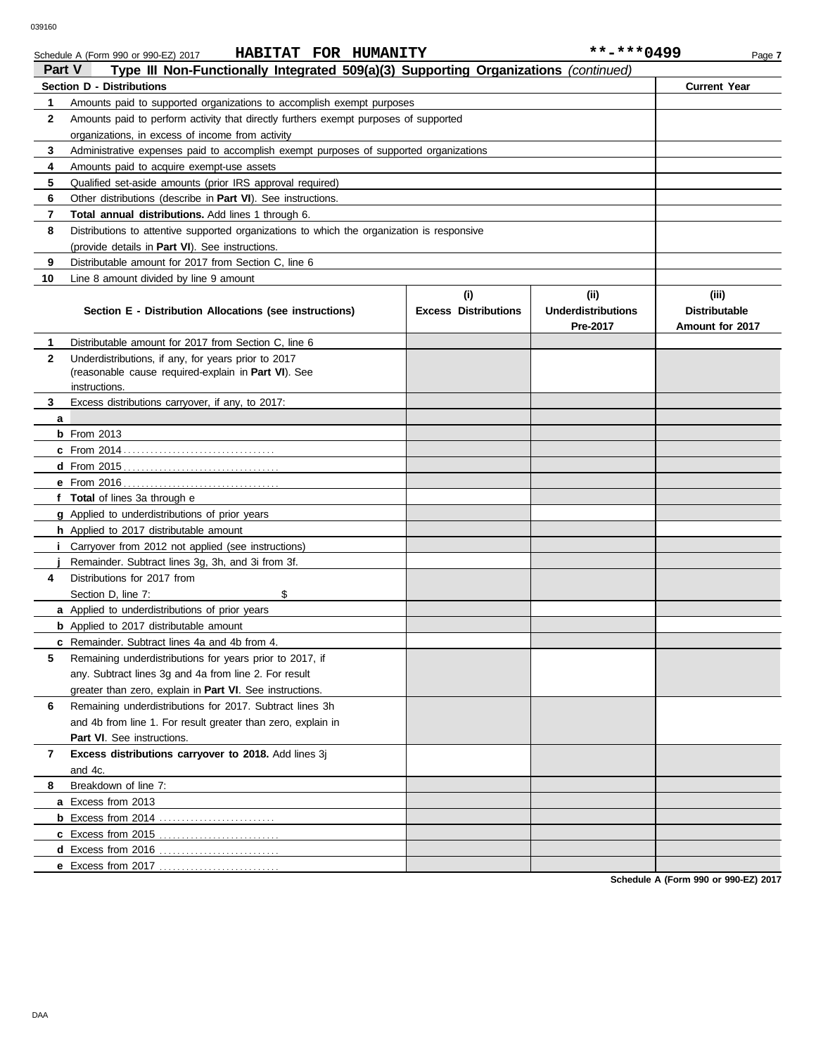Schedule A (Form 990 or 990-EZ) 2017 **HABITAT FOR HUMANITY** **-***0499

**Part V** **Type III Non-Functionally Integrated 509(a)(3) Supporting Organizations** *(continued)*

| Section D - Distributions | | Current Year |
|---|---|---|
| 1 | Amounts paid to supported organizations to accomplish exempt purposes | |
| 2 | Amounts paid to perform activity that directly furthers exempt purposes of supported organizations, in excess of income from activity | |
| 3 | Administrative expenses paid to accomplish exempt purposes of supported organizations | |
| 4 | Amounts paid to acquire exempt-use assets | |
| 5 | Qualified set-aside amounts (prior IRS approval required) | |
| 6 | Other distributions (describe in **Part VI**). See instructions. | |
| 7 | **Total annual distributions.** Add lines 1 through 6. | |
| 8 | Distributions to attentive supported organizations to which the organization is responsive (provide details in **Part VI**). See instructions. | |
| 9 | Distributable amount for 2017 from Section C, line 6 | |
| 10 | Line 8 amount divided by line 9 amount | |

| | Section E - Distribution Allocations (see instructions) | (i) Excess Distributions | (ii) Underdistributions Pre-2017 | (iii) Distributable Amount for 2017 |
|---|---|---|---|---|
| 1 | Distributable amount for 2017 from Section C, line 6 | | | |
| 2 | Underdistributions, if any, for years prior to 2017 (reasonable cause required-explain in **Part VI**). See instructions. | | | |
| 3 | Excess distributions carryover, if any, to 2017: | | | |
| a | | | | |
| b | From 2013 | | | |
| c | From 2014 | | | |
| d | From 2015 | | | |
| e | From 2016 | | | |
| f | **Total** of lines 3a through e | | | |
| g | Applied to underdistributions of prior years | | | |
| h | Applied to 2017 distributable amount | | | |
| i | Carryover from 2012 not applied (see instructions) | | | |
| j | Remainder. Subtract lines 3g, 3h, and 3i from 3f. | | | |
| 4 | Distributions for 2017 from Section D, line 7: $ | | | |
| a | Applied to underdistributions of prior years | | | |
| b | Applied to 2017 distributable amount | | | |
| c | Remainder. Subtract lines 4a and 4b from 4. | | | |
| 5 | Remaining underdistributions for years prior to 2017, if any. Subtract lines 3g and 4a from line 2. For result greater than zero, explain in **Part VI**. See instructions. | | | |
| 6 | Remaining underdistributions for 2017. Subtract lines 3h and 4b from line 1. For result greater than zero, explain in **Part VI**. See instructions. | | | |
| 7 | **Excess distributions carryover to 2018.** Add lines 3j and 4c. | | | |
| 8 | Breakdown of line 7: | | | |
| a | Excess from 2013 | | | |
| b | Excess from 2014 | | | |
| c | Excess from 2015 | | | |
| d | Excess from 2016 | | | |
| e | Excess from 2017 | | | |

**Schedule A (Form 990 or 990-EZ) 2017**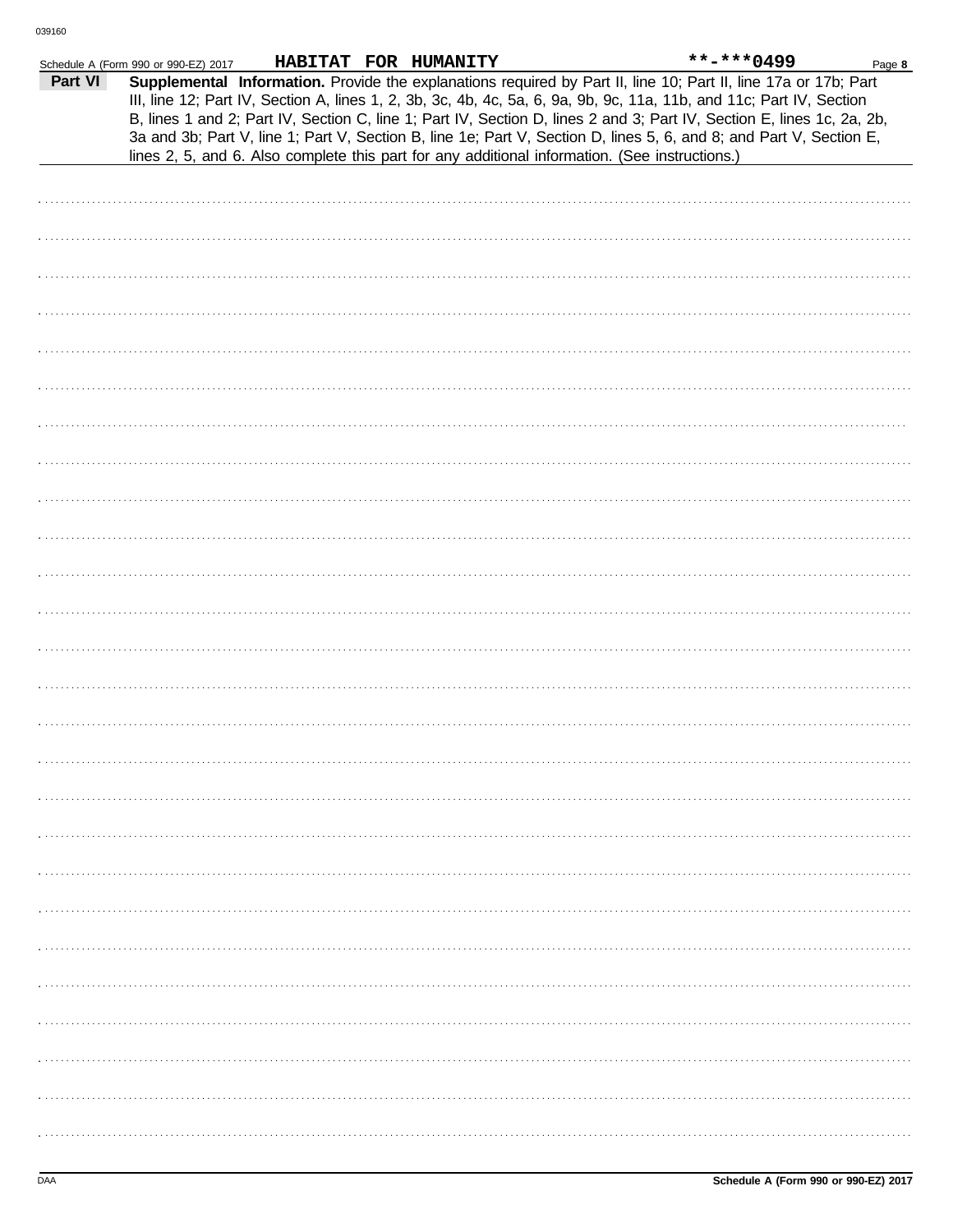039160

Schedule A (Form 990 or 990-EZ) 2017 **HABITAT FOR HUMANITY** **-***0499 Page 8

**Part VI** **Supplemental Information.** Provide the explanations required by Part II, line 10; Part II, line 17a or 17b; Part III, line 12; Part IV, Section A, lines 1, 2, 3b, 3c, 4b, 4c, 5a, 6, 9a, 9b, 9c, 11a, 11b, and 11c; Part IV, Section B, lines 1 and 2; Part IV, Section C, line 1; Part IV, Section D, lines 2 and 3; Part IV, Section E, lines 1c, 2a, 2b, 3a and 3b; Part V, line 1; Part V, Section B, line 1e; Part V, Section D, lines 5, 6, and 8; and Part V, Section E, lines 2, 5, and 6. Also complete this part for any additional information. (See instructions.)

DAA **Schedule A (Form 990 or 990-EZ) 2017**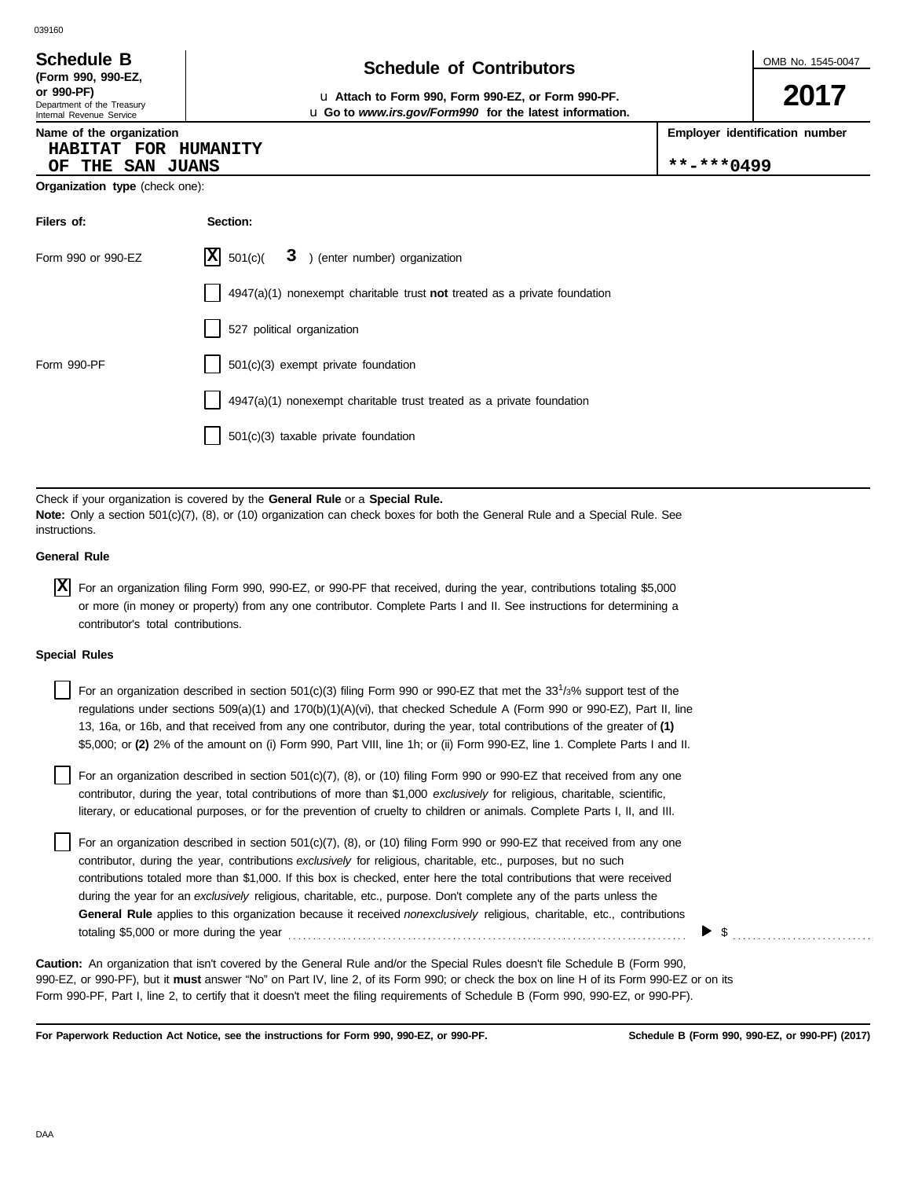039160

**Schedule B**
**(Form 990, 990-EZ, or 990-PF)**
Department of the Treasury
Internal Revenue Service

# Schedule of Contributors

u **Attach to Form 990, Form 990-EZ, or Form 990-PF.**
u **Go to *www.irs.gov/Form990* for the latest information.**

OMB No. 1545-0047

**2017**

**Name of the organization**
HABITAT FOR HUMANITY
OF THE SAN JUANS

**Employer identification number**
\*\*-\*\*\*0499

**Organization type** (check one):

| **Filers of:** | **Section:** |
|---|---|
| Form 990 or 990-EZ | [X] 501(c)( **3** ) (enter number) organization |
| | [ ] 4947(a)(1) nonexempt charitable trust **not** treated as a private foundation |
| | [ ] 527 political organization |
| Form 990-PF | [ ] 501(c)(3) exempt private foundation |
| | [ ] 4947(a)(1) nonexempt charitable trust treated as a private foundation |
| | [ ] 501(c)(3) taxable private foundation |

Check if your organization is covered by the **General Rule** or a **Special Rule.**
**Note:** Only a section 501(c)(7), (8), or (10) organization can check boxes for both the General Rule and a Special Rule. See instructions.

**General Rule**

[X] For an organization filing Form 990, 990-EZ, or 990-PF that received, during the year, contributions totaling $5,000 or more (in money or property) from any one contributor. Complete Parts I and II. See instructions for determining a contributor's total contributions.

**Special Rules**

[ ] For an organization described in section 501(c)(3) filing Form 990 or 990-EZ that met the 33 1/3% support test of the regulations under sections 509(a)(1) and 170(b)(1)(A)(vi), that checked Schedule A (Form 990 or 990-EZ), Part II, line 13, 16a, or 16b, and that received from any one contributor, during the year, total contributions of the greater of **(1)** $5,000; or **(2)** 2% of the amount on (i) Form 990, Part VIII, line 1h; or (ii) Form 990-EZ, line 1. Complete Parts I and II.

[ ] For an organization described in section 501(c)(7), (8), or (10) filing Form 990 or 990-EZ that received from any one contributor, during the year, total contributions of more than $1,000 *exclusively* for religious, charitable, scientific, literary, or educational purposes, or for the prevention of cruelty to children or animals. Complete Parts I, II, and III.

[ ] For an organization described in section 501(c)(7), (8), or (10) filing Form 990 or 990-EZ that received from any one contributor, during the year, contributions *exclusively* for religious, charitable, etc., purposes, but no such contributions totaled more than $1,000. If this box is checked, enter here the total contributions that were received during the year for an *exclusively* religious, charitable, etc., purpose. Don't complete any of the parts unless the **General Rule** applies to this organization because it received *nonexclusively* religious, charitable, etc., contributions totaling $5,000 or more during the year . . . . . . . . . . . . . . . . . . . . . . . . ▶ $ . . . . . . . . . . . . . . . .

**Caution:** An organization that isn't covered by the General Rule and/or the Special Rules doesn't file Schedule B (Form 990, 990-EZ, or 990-PF), but it **must** answer "No" on Part IV, line 2, of its Form 990; or check the box on line H of its Form 990-EZ or on its Form 990-PF, Part I, line 2, to certify that it doesn't meet the filing requirements of Schedule B (Form 990, 990-EZ, or 990-PF).

**For Paperwork Reduction Act Notice, see the instructions for Form 990, 990-EZ, or 990-PF.** **Schedule B (Form 990, 990-EZ, or 990-PF) (2017)**

DAA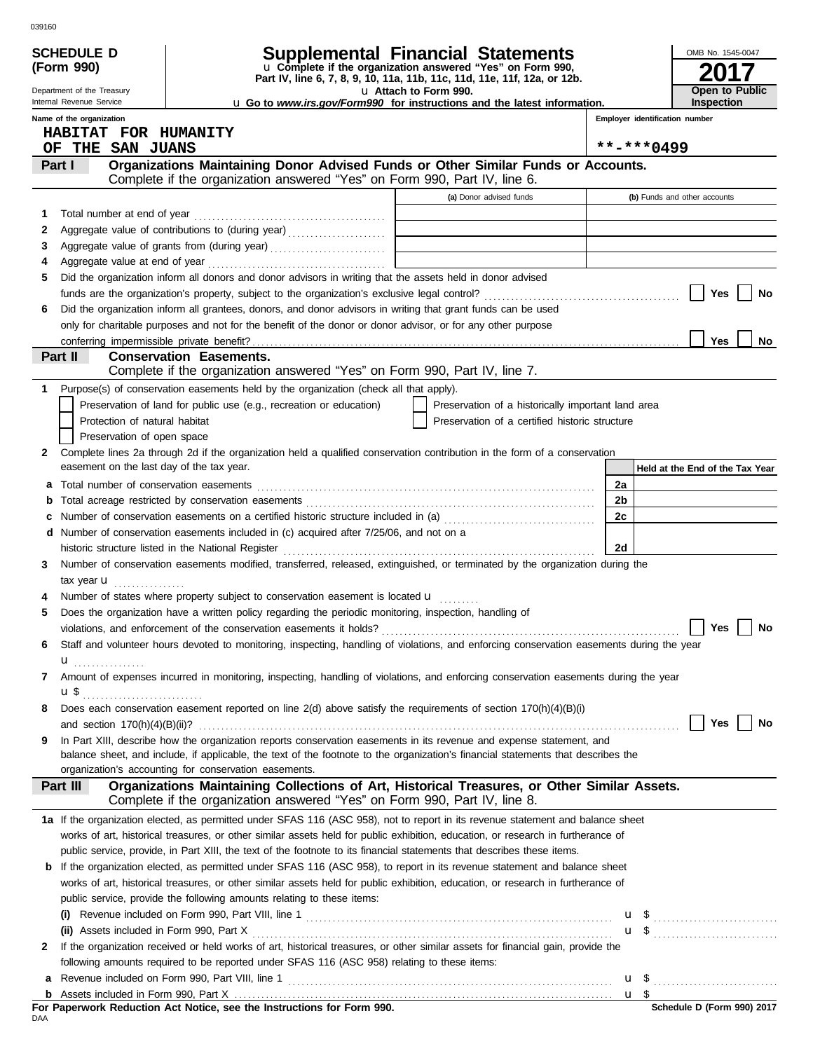039160

**SCHEDULE D (Form 990)**

Department of the Treasury
Internal Revenue Service

# Supplemental Financial Statements

u Complete if the organization answered "Yes" on Form 990, Part IV, line 6, 7, 8, 9, 10, 11a, 11b, 11c, 11d, 11e, 11f, 12a, or 12b.
u Attach to Form 990.
u Go to *www.irs.gov/Form990* for instructions and the latest information.

OMB No. 1545-0047

**2017**

**Open to Public Inspection**

Name of the organization: HABITAT FOR HUMANITY OF THE SAN JUANS

Employer identification number: **-***0499

## Part I Organizations Maintaining Donor Advised Funds or Other Similar Funds or Accounts.

Complete if the organization answered "Yes" on Form 990, Part IV, line 6.

| | | (a) Donor advised funds | (b) Funds and other accounts |
|---|---|---|---|
| 1 | Total number at end of year | | |
| 2 | Aggregate value of contributions to (during year) | | |
| 3 | Aggregate value of grants from (during year) | | |
| 4 | Aggregate value at end of year | | |

5 Did the organization inform all donors and donor advisors in writing that the assets held in donor advised funds are the organization's property, subject to the organization's exclusive legal control? Yes No

6 Did the organization inform all grantees, donors, and donor advisors in writing that grant funds can be used only for charitable purposes and not for the benefit of the donor or donor advisor, or for any other purpose conferring impermissible private benefit? Yes No

## Part II Conservation Easements.

Complete if the organization answered "Yes" on Form 990, Part IV, line 7.

1 Purpose(s) of conservation easements held by the organization (check all that apply).

- Preservation of land for public use (e.g., recreation or education)
- Protection of natural habitat
- Preservation of open space
- Preservation of a historically important land area
- Preservation of a certified historic structure

2 Complete lines 2a through 2d if the organization held a qualified conservation contribution in the form of a conservation easement on the last day of the tax year.

| | | | Held at the End of the Tax Year |
|---|---|---|---|
| a | Total number of conservation easements | 2a | |
| b | Total acreage restricted by conservation easements | 2b | |
| c | Number of conservation easements on a certified historic structure included in (a) | 2c | |
| d | Number of conservation easements included in (c) acquired after 7/25/06, and not on a historic structure listed in the National Register | 2d | |

3 Number of conservation easements modified, transferred, released, extinguished, or terminated by the organization during the tax year u

4 Number of states where property subject to conservation easement is located u

5 Does the organization have a written policy regarding the periodic monitoring, inspection, handling of violations, and enforcement of the conservation easements it holds? Yes No

6 Staff and volunteer hours devoted to monitoring, inspecting, handling of violations, and enforcing conservation easements during the year u

7 Amount of expenses incurred in monitoring, inspecting, handling of violations, and enforcing conservation easements during the year u $

8 Does each conservation easement reported on line 2(d) above satisfy the requirements of section 170(h)(4)(B)(i) and section 170(h)(4)(B)(ii)? Yes No

9 In Part XIII, describe how the organization reports conservation easements in its revenue and expense statement, and balance sheet, and include, if applicable, the text of the footnote to the organization's financial statements that describes the organization's accounting for conservation easements.

## Part III Organizations Maintaining Collections of Art, Historical Treasures, or Other Similar Assets.

Complete if the organization answered "Yes" on Form 990, Part IV, line 8.

1a If the organization elected, as permitted under SFAS 116 (ASC 958), not to report in its revenue statement and balance sheet works of art, historical treasures, or other similar assets held for public exhibition, education, or research in furtherance of public service, provide, in Part XIII, the text of the footnote to its financial statements that describes these items.

b If the organization elected, as permitted under SFAS 116 (ASC 958), to report in its revenue statement and balance sheet works of art, historical treasures, or other similar assets held for public exhibition, education, or research in furtherance of public service, provide the following amounts relating to these items:

(i) Revenue included on Form 990, Part VIII, line 1 u $

(ii) Assets included in Form 990, Part X u $

2 If the organization received or held works of art, historical treasures, or other similar assets for financial gain, provide the following amounts required to be reported under SFAS 116 (ASC 958) relating to these items:

a Revenue included on Form 990, Part VIII, line 1 u $

b Assets included in Form 990, Part X u $

**For Paperwork Reduction Act Notice, see the Instructions for Form 990.**

Schedule D (Form 990) 2017

DAA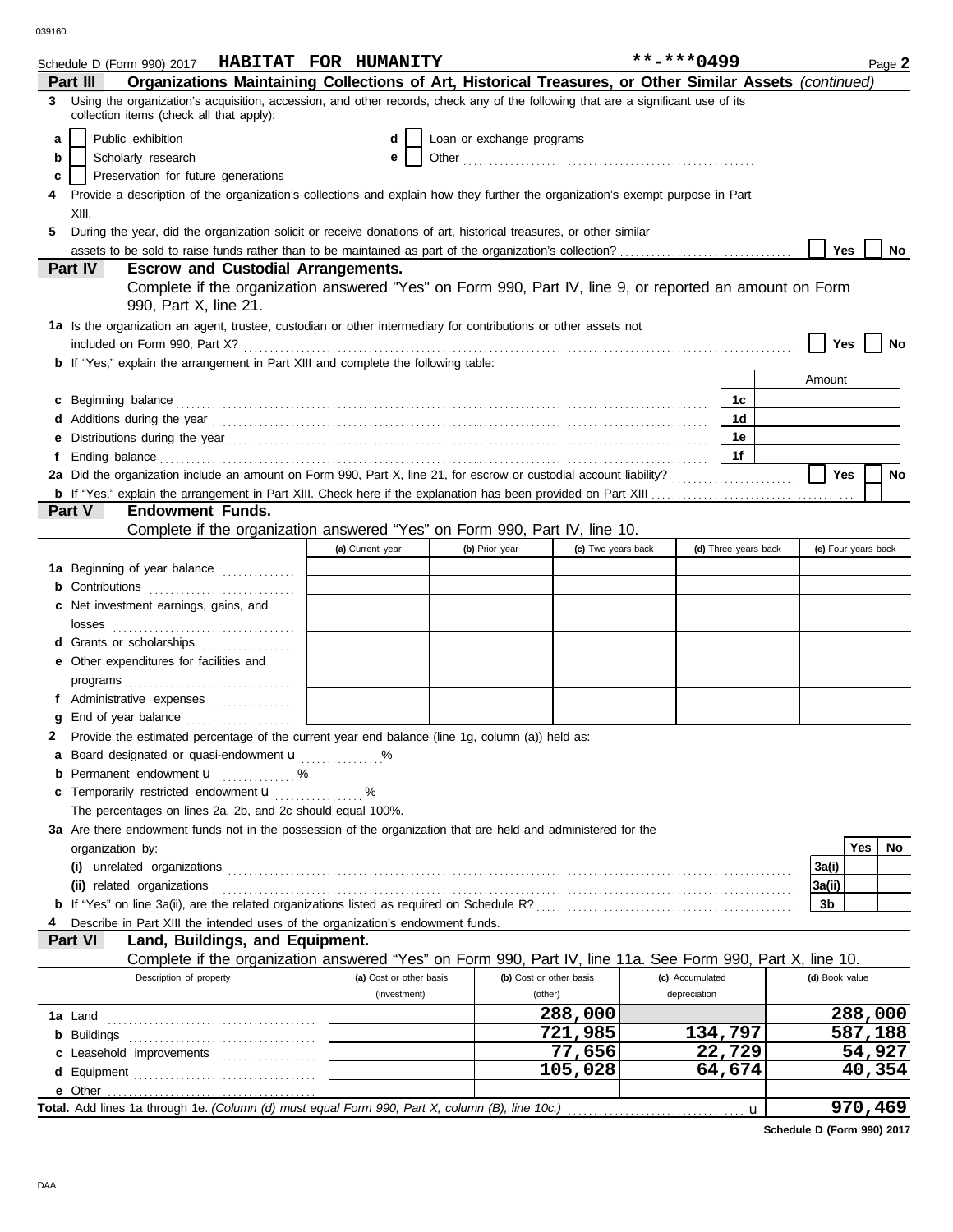Schedule D (Form 990) 2017 **HABITAT FOR HUMANITY** **-***0499 Page **2**

## Part III Organizations Maintaining Collections of Art, Historical Treasures, or Other Similar Assets *(continued)*

**3** Using the organization's acquisition, accession, and other records, check any of the following that are a significant use of its collection items (check all that apply):

**a** ☐ Public exhibition  **d** ☐ Loan or exchange programs

**b** ☐ Scholarly research  **e** ☐ Other

**c** ☐ Preservation for future generations

**4** Provide a description of the organization's collections and explain how they further the organization's exempt purpose in Part XIII.

**5** During the year, did the organization solicit or receive donations of art, historical treasures, or other similar assets to be sold to raise funds rather than to be maintained as part of the organization's collection? ☐ Yes ☐ No

## Part IV Escrow and Custodial Arrangements.

Complete if the organization answered "Yes" on Form 990, Part IV, line 9, or reported an amount on Form 990, Part X, line 21.

**1a** Is the organization an agent, trustee, custodian or other intermediary for contributions or other assets not included on Form 990, Part X? ☐ Yes ☐ No

**b** If "Yes," explain the arrangement in Part XIII and complete the following table:

| | | Amount |
|---|---|---|
| **c** Beginning balance | 1c | |
| **d** Additions during the year | 1d | |
| **e** Distributions during the year | 1e | |
| **f** Ending balance | 1f | |

**2a** Did the organization include an amount on Form 990, Part X, line 21, for escrow or custodial account liability? ☐ Yes ☐ No

**b** If "Yes," explain the arrangement in Part XIII. Check here if the explanation has been provided on Part XIII ☐

## Part V Endowment Funds.

Complete if the organization answered "Yes" on Form 990, Part IV, line 10.

| | (a) Current year | (b) Prior year | (c) Two years back | (d) Three years back | (e) Four years back |
|---|---|---|---|---|---|
| **1a** Beginning of year balance | | | | | |
| **b** Contributions | | | | | |
| **c** Net investment earnings, gains, and losses | | | | | |
| **d** Grants or scholarships | | | | | |
| **e** Other expenditures for facilities and programs | | | | | |
| **f** Administrative expenses | | | | | |
| **g** End of year balance | | | | | |

**2** Provide the estimated percentage of the current year end balance (line 1g, column (a)) held as:

**a** Board designated or quasi-endowment u %

**b** Permanent endowment u %

**c** Temporarily restricted endowment u %

The percentages on lines 2a, 2b, and 2c should equal 100%.

**3a** Are there endowment funds not in the possession of the organization that are held and administered for the organization by:

| | | Yes | No |
|---|---|---|---|
| **(i)** unrelated organizations | 3a(i) | | |
| **(ii)** related organizations | 3a(ii) | | |
| **b** If "Yes" on line 3a(ii), are the related organizations listed as required on Schedule R? | 3b | | |

**4** Describe in Part XIII the intended uses of the organization's endowment funds.

## Part VI Land, Buildings, and Equipment.

Complete if the organization answered "Yes" on Form 990, Part IV, line 11a. See Form 990, Part X, line 10.

| Description of property | (a) Cost or other basis (investment) | (b) Cost or other basis (other) | (c) Accumulated depreciation | (d) Book value |
|---|---|---|---|---|
| **1a** Land | | 288,000 | | 288,000 |
| **b** Buildings | | 721,985 | 134,797 | 587,188 |
| **c** Leasehold improvements | | 77,656 | 22,729 | 54,927 |
| **d** Equipment | | 105,028 | 64,674 | 40,354 |
| **e** Other | | | | |
| **Total.** Add lines 1a through 1e. *(Column (d) must equal Form 990, Part X, column (B), line 10c.)* u | | | | 970,469 |

**Schedule D (Form 990) 2017**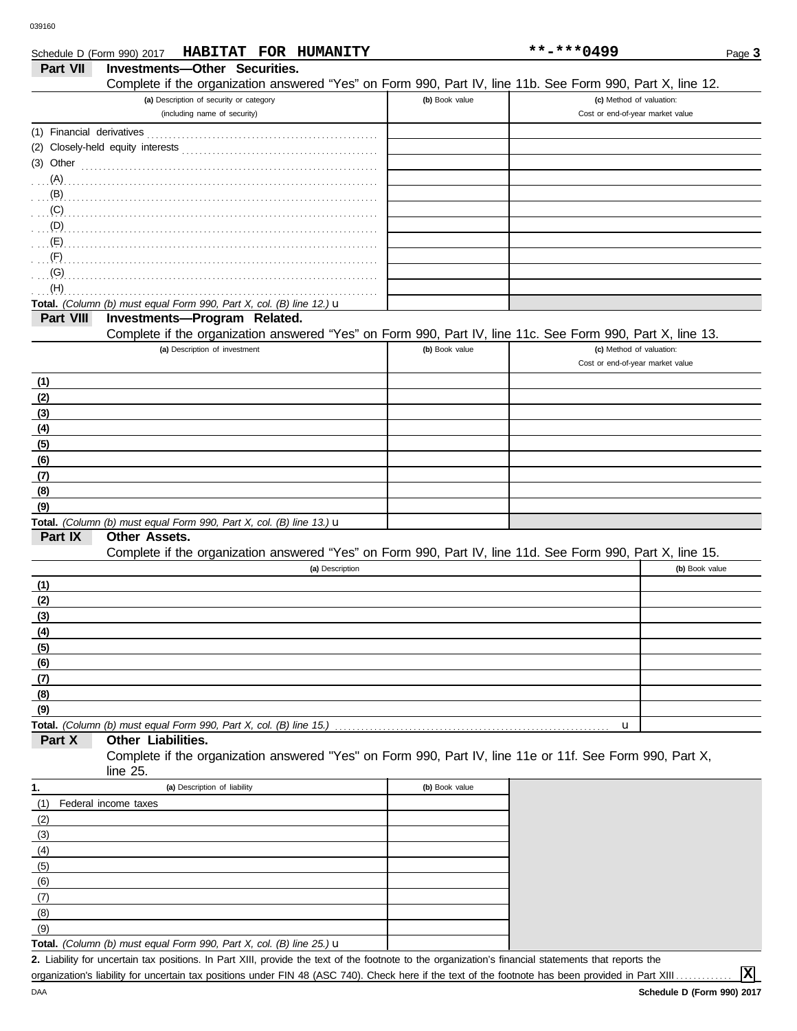Schedule D (Form 990) 2017 HABITAT FOR HUMANITY **-***0499

## Part VII Investments—Other Securities.

Complete if the organization answered "Yes" on Form 990, Part IV, line 11b. See Form 990, Part X, line 12.

| (a) Description of security or category (including name of security) | (b) Book value | (c) Method of valuation: Cost or end-of-year market value |
|---|---|---|
| (1) Financial derivatives | | |
| (2) Closely-held equity interests | | |
| (3) Other | | |
| (A) | | |
| (B) | | |
| (C) | | |
| (D) | | |
| (E) | | |
| (F) | | |
| (G) | | |
| (H) | | |
| **Total.** *(Column (b) must equal Form 990, Part X, col. (B) line 12.)* | | |

## Part VIII Investments—Program Related.

Complete if the organization answered "Yes" on Form 990, Part IV, line 11c. See Form 990, Part X, line 13.

| (a) Description of investment | (b) Book value | (c) Method of valuation: Cost or end-of-year market value |
|---|---|---|
| (1) | | |
| (2) | | |
| (3) | | |
| (4) | | |
| (5) | | |
| (6) | | |
| (7) | | |
| (8) | | |
| (9) | | |
| **Total.** *(Column (b) must equal Form 990, Part X, col. (B) line 13.)* | | |

## Part IX Other Assets.

Complete if the organization answered "Yes" on Form 990, Part IV, line 11d. See Form 990, Part X, line 15.

| (a) Description | (b) Book value |
|---|---|
| (1) | |
| (2) | |
| (3) | |
| (4) | |
| (5) | |
| (6) | |
| (7) | |
| (8) | |
| (9) | |
| **Total.** *(Column (b) must equal Form 990, Part X, col. (B) line 15.)* | |

## Part X Other Liabilities.

Complete if the organization answered "Yes" on Form 990, Part IV, line 11e or 11f. See Form 990, Part X, line 25.

| 1. (a) Description of liability | (b) Book value |
|---|---|
| (1) Federal income taxes | |
| (2) | |
| (3) | |
| (4) | |
| (5) | |
| (6) | |
| (7) | |
| (8) | |
| (9) | |
| **Total.** *(Column (b) must equal Form 990, Part X, col. (B) line 25.)* | |

**2.** Liability for uncertain tax positions. In Part XIII, provide the text of the footnote to the organization's financial statements that reports the organization's liability for uncertain tax positions under FIN 48 (ASC 740). Check here if the text of the footnote has been provided in Part XIII ............. [X]

Schedule D (Form 990) 2017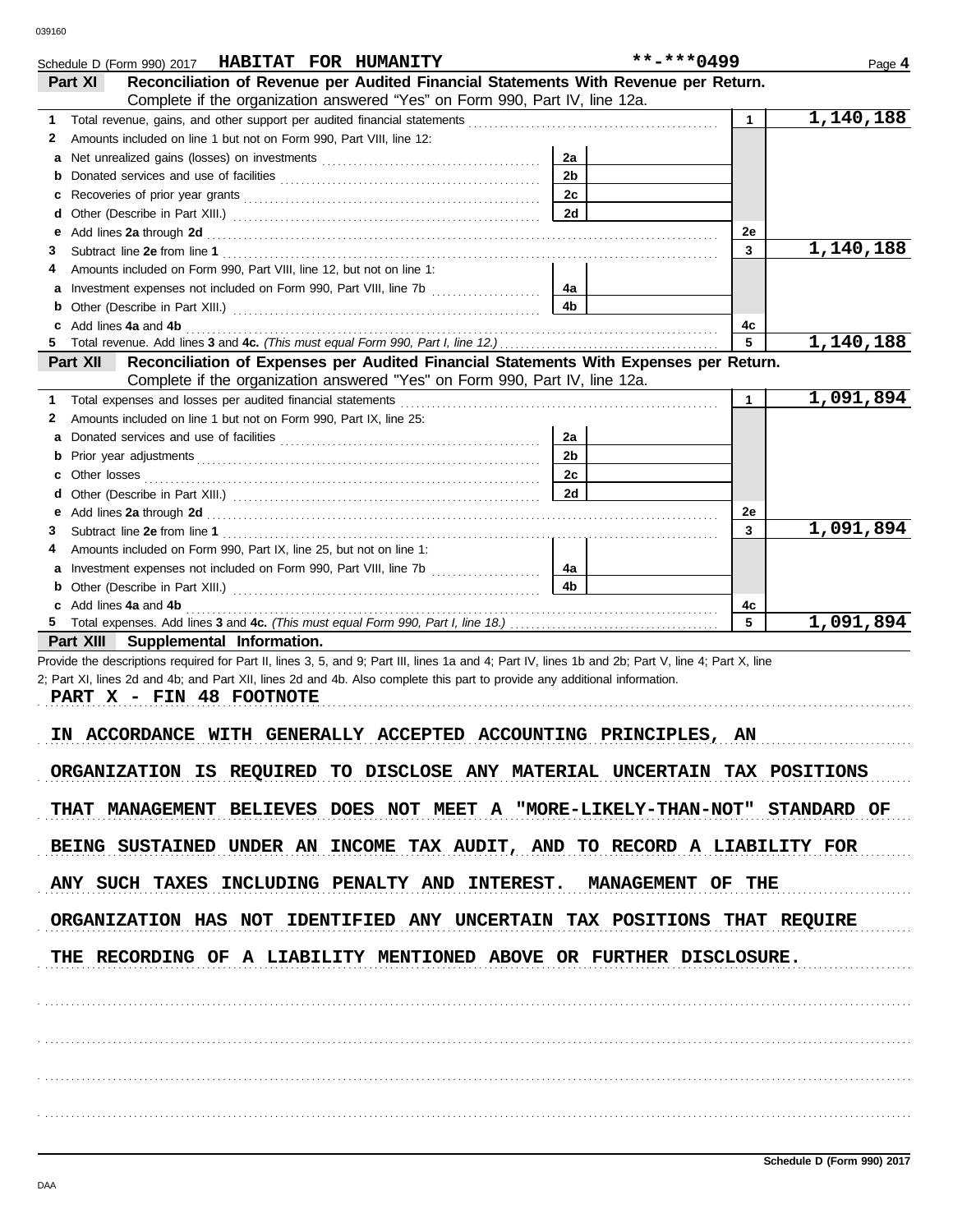Schedule D (Form 990) 2017 **HABITAT FOR HUMANITY** **-***0499 Page **4**

**Part XI Reconciliation of Revenue per Audited Financial Statements With Revenue per Return.**
Complete if the organization answered "Yes" on Form 990, Part IV, line 12a.

| | | | | | |
|---|---|---|---|---|---|
| **1** | Total revenue, gains, and other support per audited financial statements | | | 1 | 1,140,188 |
| **2** | Amounts included on line 1 but not on Form 990, Part VIII, line 12: | | | | |
| **a** | Net unrealized gains (losses) on investments | 2a | | | |
| **b** | Donated services and use of facilities | 2b | | | |
| **c** | Recoveries of prior year grants | 2c | | | |
| **d** | Other (Describe in Part XIII.) | 2d | | | |
| **e** | Add lines **2a** through **2d** | | | 2e | |
| **3** | Subtract line **2e** from line **1** | | | 3 | 1,140,188 |
| **4** | Amounts included on Form 990, Part VIII, line 12, but not on line 1: | | | | |
| **a** | Investment expenses not included on Form 990, Part VIII, line 7b | 4a | | | |
| **b** | Other (Describe in Part XIII.) | 4b | | | |
| **c** | Add lines **4a** and **4b** | | | 4c | |
| **5** | Total revenue. Add lines **3** and **4c.** *(This must equal Form 990, Part I, line 12.)* | | | 5 | 1,140,188 |

**Part XII Reconciliation of Expenses per Audited Financial Statements With Expenses per Return.**
Complete if the organization answered "Yes" on Form 990, Part IV, line 12a.

| | | | | | |
|---|---|---|---|---|---|
| **1** | Total expenses and losses per audited financial statements | | | 1 | 1,091,894 |
| **2** | Amounts included on line 1 but not on Form 990, Part IX, line 25: | | | | |
| **a** | Donated services and use of facilities | 2a | | | |
| **b** | Prior year adjustments | 2b | | | |
| **c** | Other losses | 2c | | | |
| **d** | Other (Describe in Part XIII.) | 2d | | | |
| **e** | Add lines **2a** through **2d** | | | 2e | |
| **3** | Subtract line **2e** from line **1** | | | 3 | 1,091,894 |
| **4** | Amounts included on Form 990, Part IX, line 25, but not on line 1: | | | | |
| **a** | Investment expenses not included on Form 990, Part VIII, line 7b | 4a | | | |
| **b** | Other (Describe in Part XIII.) | 4b | | | |
| **c** | Add lines **4a** and **4b** | | | 4c | |
| **5** | Total expenses. Add lines **3** and **4c.** *(This must equal Form 990, Part I, line 18.)* | | | 5 | 1,091,894 |

**Part XIII Supplemental Information.**

Provide the descriptions required for Part II, lines 3, 5, and 9; Part III, lines 1a and 4; Part IV, lines 1b and 2b; Part V, line 4; Part X, line 2; Part XI, lines 2d and 4b; and Part XII, lines 2d and 4b. Also complete this part to provide any additional information.

PART X - FIN 48 FOOTNOTE

IN ACCORDANCE WITH GENERALLY ACCEPTED ACCOUNTING PRINCIPLES, AN ORGANIZATION IS REQUIRED TO DISCLOSE ANY MATERIAL UNCERTAIN TAX POSITIONS THAT MANAGEMENT BELIEVES DOES NOT MEET A "MORE-LIKELY-THAN-NOT" STANDARD OF BEING SUSTAINED UNDER AN INCOME TAX AUDIT, AND TO RECORD A LIABILITY FOR ANY SUCH TAXES INCLUDING PENALTY AND INTEREST. MANAGEMENT OF THE ORGANIZATION HAS NOT IDENTIFIED ANY UNCERTAIN TAX POSITIONS THAT REQUIRE THE RECORDING OF A LIABILITY MENTIONED ABOVE OR FURTHER DISCLOSURE.

Schedule D (Form 990) 2017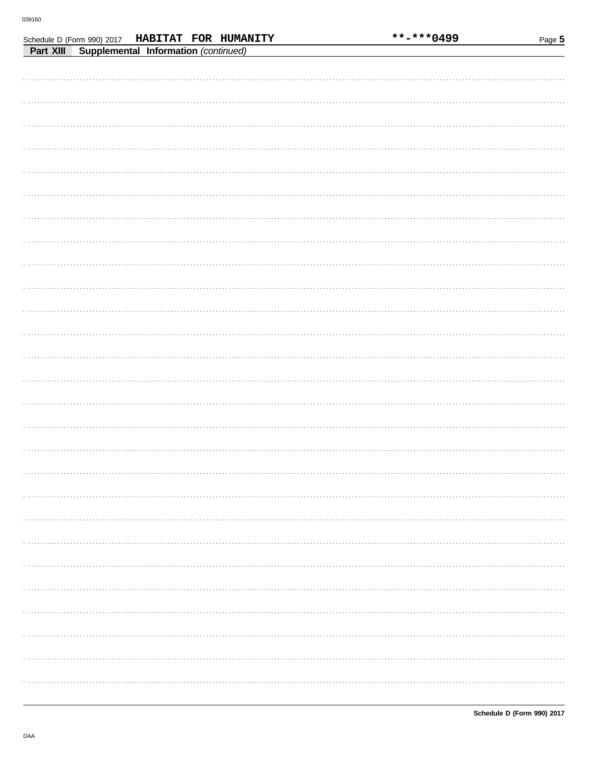Schedule D (Form 990) 2017 **HABITAT FOR HUMANITY** **-***0499

**Part XIII Supplemental Information** *(continued)*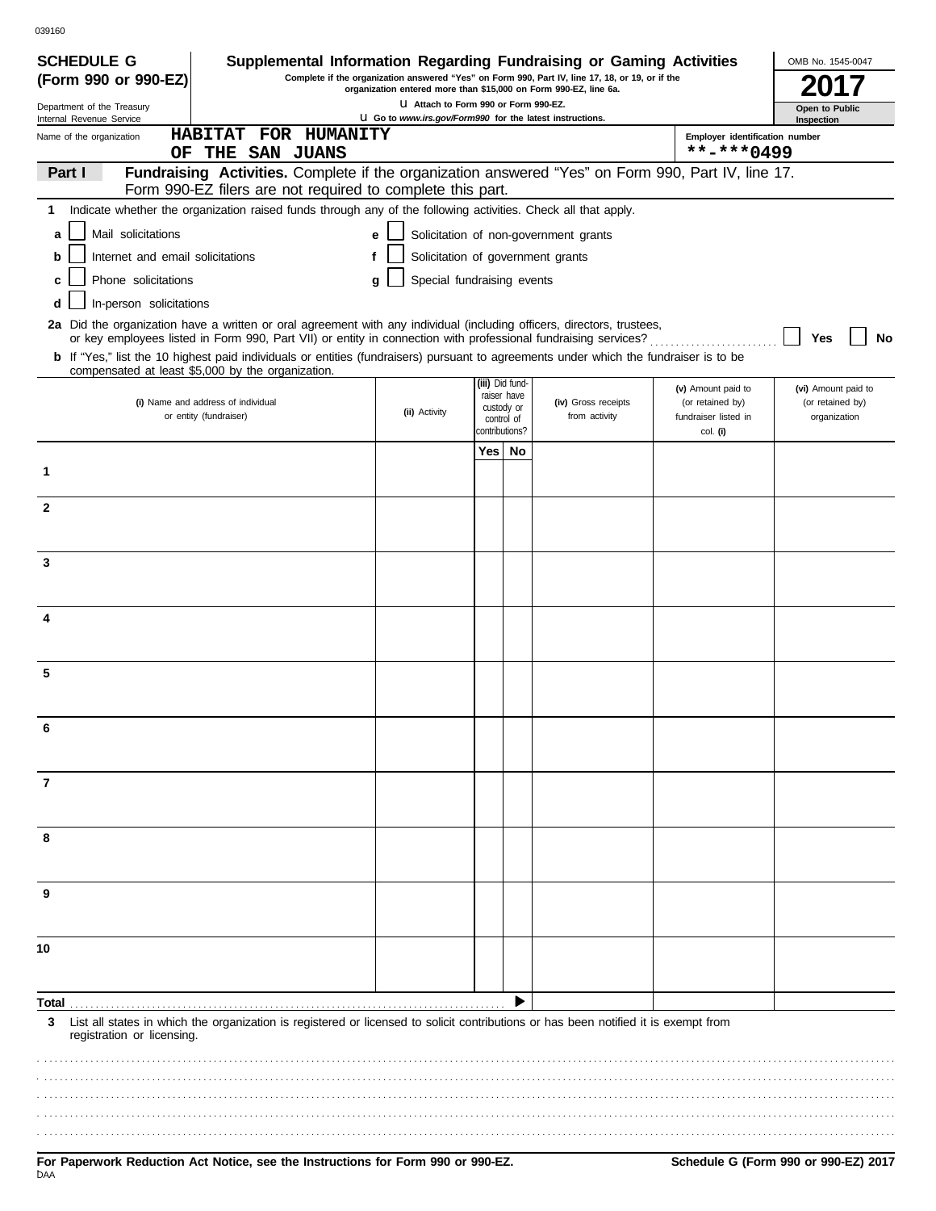039160

**SCHEDULE G (Form 990 or 990-EZ)**

Department of the Treasury
Internal Revenue Service

# Supplemental Information Regarding Fundraising or Gaming Activities

**Complete if the organization answered "Yes" on Form 990, Part IV, line 17, 18, or 19, or if the organization entered more than $15,000 on Form 990-EZ, line 6a.**

**u Attach to Form 990 or Form 990-EZ.**

**u Go to *www.irs.gov/Form990* for the latest instructions.**

OMB No. 1545-0047

**2017**

**Open to Public Inspection**

Name of the organization: **HABITAT FOR HUMANITY OF THE SAN JUANS**

Employer identification number: **\*\*-\*\*\*0499**

**Part I — Fundraising Activities.** Complete if the organization answered "Yes" on Form 990, Part IV, line 17. Form 990-EZ filers are not required to complete this part.

**1** Indicate whether the organization raised funds through any of the following activities. Check all that apply.

- **a** ☐ Mail solicitations
- **b** ☐ Internet and email solicitations
- **c** ☐ Phone solicitations
- **d** ☐ In-person solicitations
- **e** ☐ Solicitation of non-government grants
- **f** ☐ Solicitation of government grants
- **g** ☐ Special fundraising events

**2a** Did the organization have a written or oral agreement with any individual (including officers, directors, trustees, or key employees listed in Form 990, Part VII) or entity in connection with professional fundraising services? ☐ **Yes** ☐ **No**

**b** If "Yes," list the 10 highest paid individuals or entities (fundraisers) pursuant to agreements under which the fundraiser is to be compensated at least $5,000 by the organization.

| | (i) Name and address of individual or entity (fundraiser) | (ii) Activity | (iii) Did fund-raiser have custody or control of contributions? Yes | No | (iv) Gross receipts from activity | (v) Amount paid to (or retained by) fundraiser listed in col. (i) | (vi) Amount paid to (or retained by) organization |
|---|---|---|---|---|---|---|---|
| 1 | | | | | | | |
| 2 | | | | | | | |
| 3 | | | | | | | |
| 4 | | | | | | | |
| 5 | | | | | | | |
| 6 | | | | | | | |
| 7 | | | | | | | |
| 8 | | | | | | | |
| 9 | | | | | | | |
| 10 | | | | | | | |
| **Total** | | | | ▶ | | | |

**3** List all states in which the organization is registered or licensed to solicit contributions or has been notified it is exempt from registration or licensing.

**For Paperwork Reduction Act Notice, see the Instructions for Form 990 or 990-EZ.**

**Schedule G (Form 990 or 990-EZ) 2017**

DAA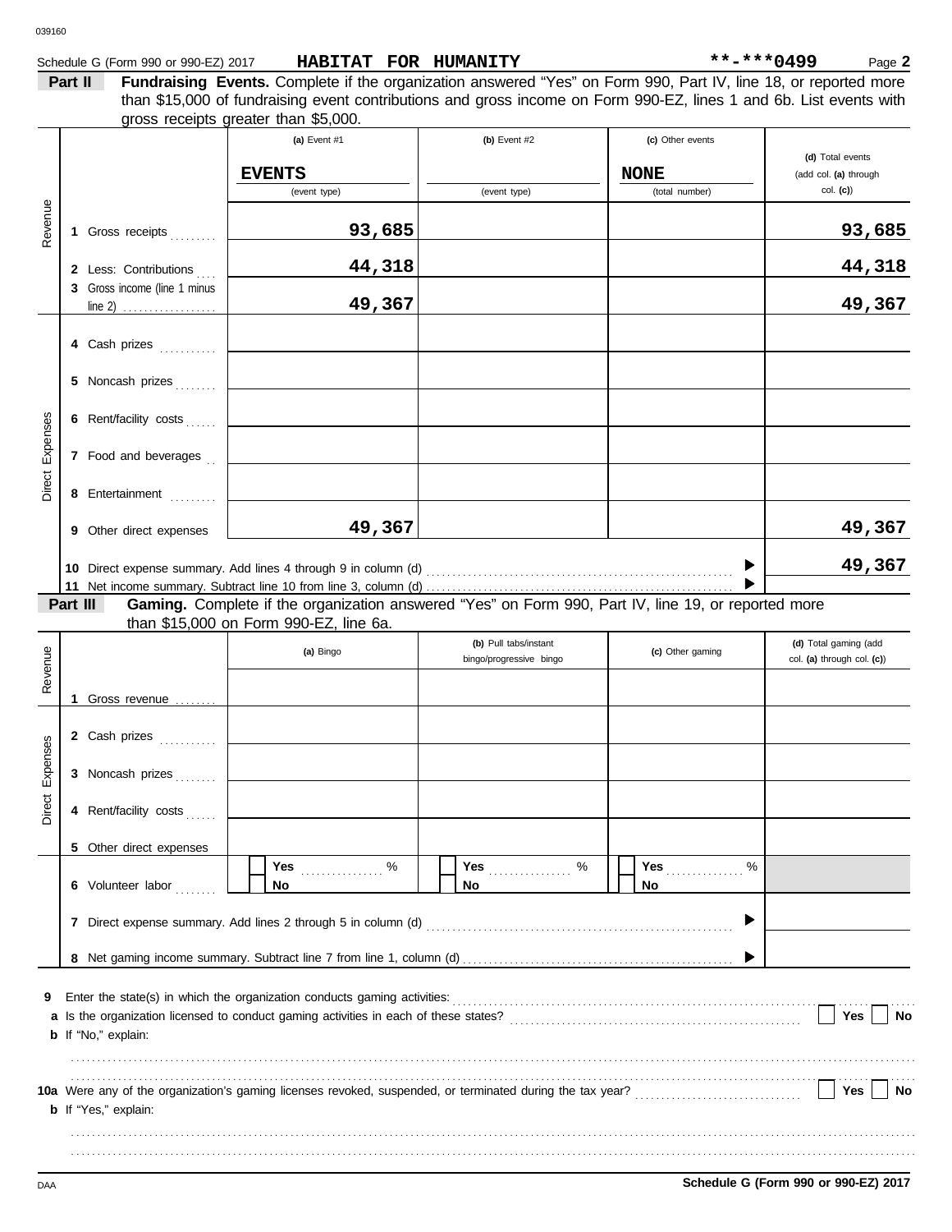Schedule G (Form 990 or 990-EZ) 2017 **HABITAT FOR HUMANITY** **-***0499

**Part II** **Fundraising Events.** Complete if the organization answered "Yes" on Form 990, Part IV, line 18, or reported more than $15,000 of fundraising event contributions and gross income on Form 990-EZ, lines 1 and 6b. List events with gross receipts greater than $5,000.

| | | (a) Event #1 | (b) Event #2 | (c) Other events | (d) Total events (add col. (a) through col. (c)) |
|---|---|---|---|---|---|
| | | **EVENTS** (event type) | (event type) | **NONE** (total number) | |
| Revenue | 1 Gross receipts | 93,685 | | | 93,685 |
| | 2 Less: Contributions | 44,318 | | | 44,318 |
| | 3 Gross income (line 1 minus line 2) | 49,367 | | | 49,367 |
| Direct Expenses | 4 Cash prizes | | | | |
| | 5 Noncash prizes | | | | |
| | 6 Rent/facility costs | | | | |
| | 7 Food and beverages | | | | |
| | 8 Entertainment | | | | |
| | 9 Other direct expenses | 49,367 | | | 49,367 |
| | 10 Direct expense summary. Add lines 4 through 9 in column (d) | | | | 49,367 |
| | 11 Net income summary. Subtract line 10 from line 3, column (d) | | | | |

**Part III** **Gaming.** Complete if the organization answered "Yes" on Form 990, Part IV, line 19, or reported more than $15,000 on Form 990-EZ, line 6a.

| | | (a) Bingo | (b) Pull tabs/instant bingo/progressive bingo | (c) Other gaming | (d) Total gaming (add col. (a) through col. (c)) |
|---|---|---|---|---|---|
| Revenue | 1 Gross revenue | | | | |
| Direct Expenses | 2 Cash prizes | | | | |
| | 3 Noncash prizes | | | | |
| | 4 Rent/facility costs | | | | |
| | 5 Other direct expenses | | | | |
| | 6 Volunteer labor | Yes ....... % No | Yes ....... % No | Yes ....... % No | |
| | 7 Direct expense summary. Add lines 2 through 5 in column (d) | | | | |
| | 8 Net gaming income summary. Subtract line 7 from line 1, column (d) | | | | |

9 Enter the state(s) in which the organization conducts gaming activities:

a Is the organization licensed to conduct gaming activities in each of these states? Yes No

b If "No," explain:

10a Were any of the organization's gaming licenses revoked, suspended, or terminated during the tax year? Yes No

b If "Yes," explain:

Schedule G (Form 990 or 990-EZ) 2017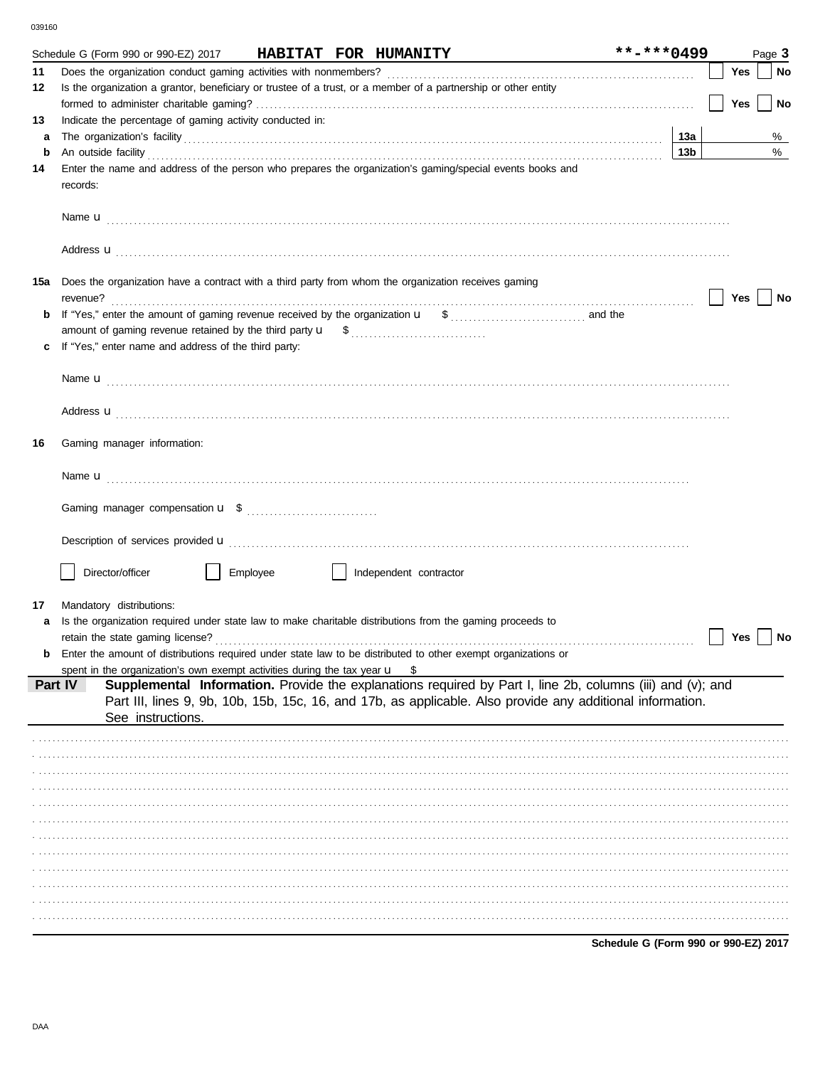Schedule G (Form 990 or 990-EZ) 2017 **HABITAT FOR HUMANITY** **-***0499 Page **3**

**11** Does the organization conduct gaming activities with nonmembers? ☐ Yes ☐ No

**12** Is the organization a grantor, beneficiary or trustee of a trust, or a member of a partnership or other entity formed to administer charitable gaming? ☐ Yes ☐ No

**13** Indicate the percentage of gaming activity conducted in:

**a** The organization's facility **13a** %

**b** An outside facility **13b** %

**14** Enter the name and address of the person who prepares the organization's gaming/special events books and records:

Name u

Address u

**15a** Does the organization have a contract with a third party from whom the organization receives gaming revenue? ☐ Yes ☐ No

**b** If "Yes," enter the amount of gaming revenue received by the organization u $ and the amount of gaming revenue retained by the third party u $

**c** If "Yes," enter name and address of the third party:

Name u

Address u

**16** Gaming manager information:

Name u

Gaming manager compensation u $

Description of services provided u

☐ Director/officer ☐ Employee ☐ Independent contractor

**17** Mandatory distributions:

**a** Is the organization required under state law to make charitable distributions from the gaming proceeds to retain the state gaming license? ☐ Yes ☐ No

**b** Enter the amount of distributions required under state law to be distributed to other exempt organizations or spent in the organization's own exempt activities during the tax year u $

**Part IV** **Supplemental Information.** Provide the explanations required by Part I, line 2b, columns (iii) and (v); and Part III, lines 9, 9b, 10b, 15b, 15c, 16, and 17b, as applicable. Also provide any additional information. See instructions.

**Schedule G (Form 990 or 990-EZ) 2017**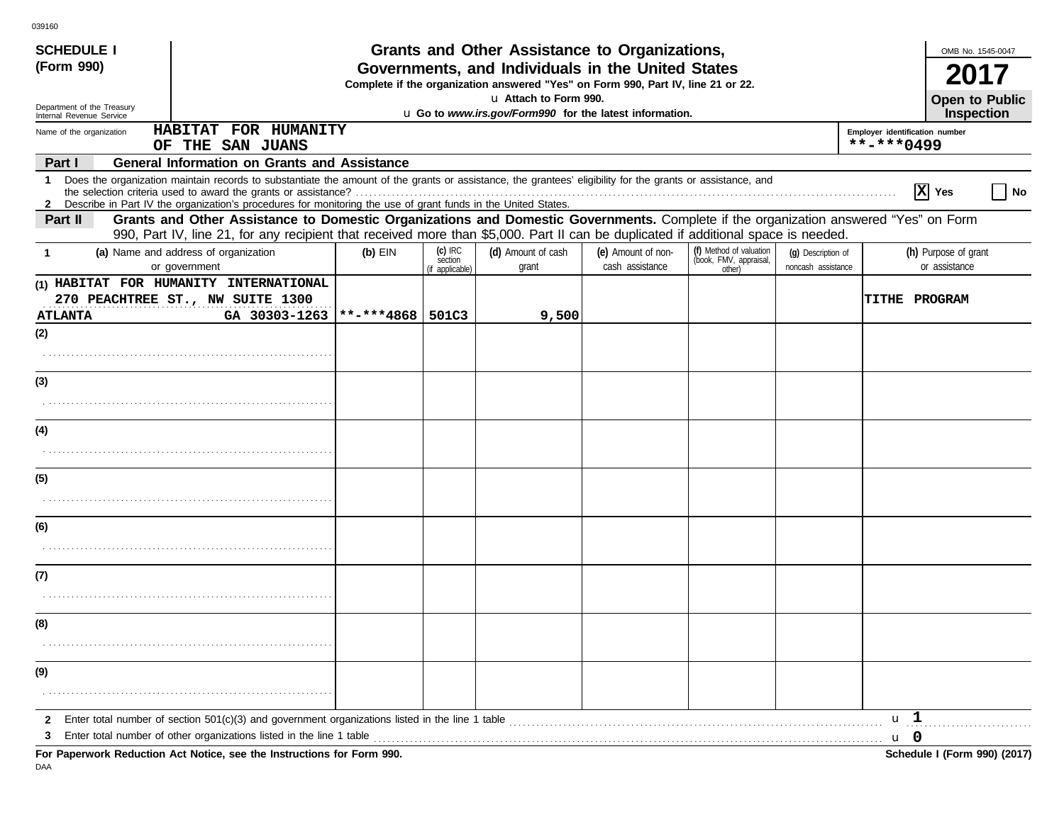039160

**SCHEDULE I (Form 990)**

Department of the Treasury
Internal Revenue Service

# Grants and Other Assistance to Organizations, Governments, and Individuals in the United States

**Complete if the organization answered "Yes" on Form 990, Part IV, line 21 or 22.**

u **Attach to Form 990.**

u **Go to *www.irs.gov/Form990* for the latest information.**

OMB No. 1545-0047

**2017**

**Open to Public Inspection**

Name of the organization: **HABITAT FOR HUMANITY OF THE SAN JUANS**

Employer identification number: **\*\*-\*\*\*0499**

## Part I — General Information on Grants and Assistance

1 Does the organization maintain records to substantiate the amount of the grants or assistance, the grantees' eligibility for the grants or assistance, and the selection criteria used to award the grants or assistance? [X] Yes [ ] No

2 Describe in Part IV the organization's procedures for monitoring the use of grant funds in the United States.

## Part II — Grants and Other Assistance to Domestic Organizations and Domestic Governments.

Complete if the organization answered "Yes" on Form 990, Part IV, line 21, for any recipient that received more than $5,000. Part II can be duplicated if additional space is needed.

| 1 (a) Name and address of organization or government | (b) EIN | (c) IRC section (if applicable) | (d) Amount of cash grant | (e) Amount of non-cash assistance | (f) Method of valuation (book, FMV, appraisal, other) | (g) Description of noncash assistance | (h) Purpose of grant or assistance |
|---|---|---|---|---|---|---|---|
| (1) HABITAT FOR HUMANITY INTERNATIONAL 270 PEACHTREE ST., NW SUITE 1300 ATLANTA GA 30303-1263 | \*\*-\*\*\*4868 | 501C3 | 9,500 | | | | TITHE PROGRAM |
| (2) | | | | | | | |
| (3) | | | | | | | |
| (4) | | | | | | | |
| (5) | | | | | | | |
| (6) | | | | | | | |
| (7) | | | | | | | |
| (8) | | | | | | | |
| (9) | | | | | | | |

2 Enter total number of section 501(c)(3) and government organizations listed in the line 1 table u 1

3 Enter total number of other organizations listed in the line 1 table u 0

**For Paperwork Reduction Act Notice, see the Instructions for Form 990.**

**Schedule I (Form 990) (2017)**

DAA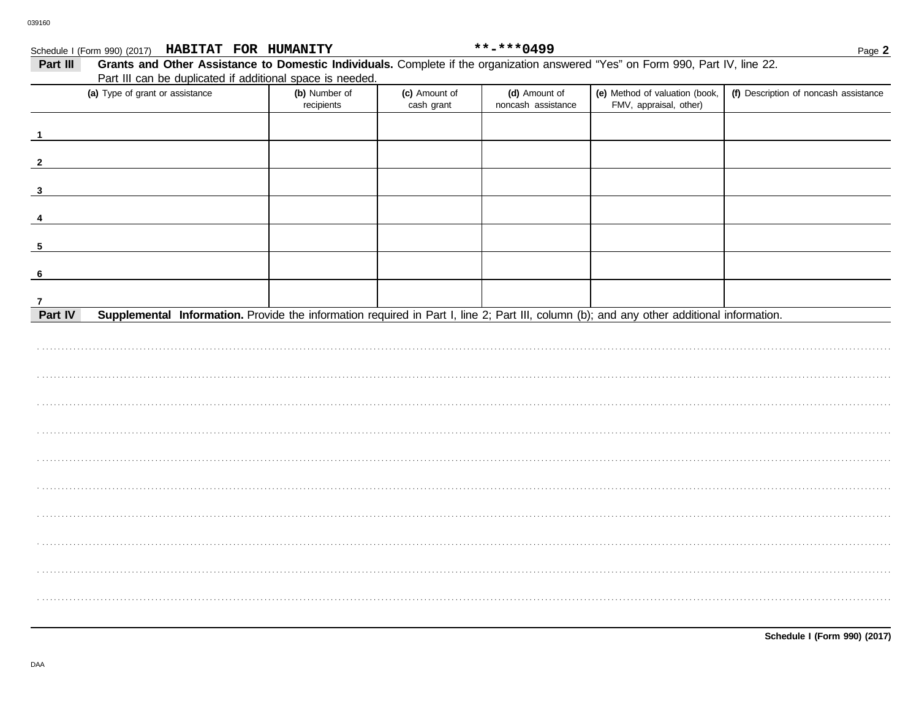Schedule I (Form 990) (2017) **HABITAT FOR HUMANITY** **-***0499

**Part III** **Grants and Other Assistance to Domestic Individuals.** Complete if the organization answered "Yes" on Form 990, Part IV, line 22. Part III can be duplicated if additional space is needed.

| **(a)** Type of grant or assistance | **(b)** Number of recipients | **(c)** Amount of cash grant | **(d)** Amount of noncash assistance | **(e)** Method of valuation (book, FMV, appraisal, other) | **(f)** Description of noncash assistance |
|---|---|---|---|---|---|
| 1 | | | | | |
| 2 | | | | | |
| 3 | | | | | |
| 4 | | | | | |
| 5 | | | | | |
| 6 | | | | | |
| 7 | | | | | |

**Part IV** **Supplemental Information.** Provide the information required in Part I, line 2; Part III, column (b); and any other additional information.

**Schedule I (Form 990) (2017)**

DAA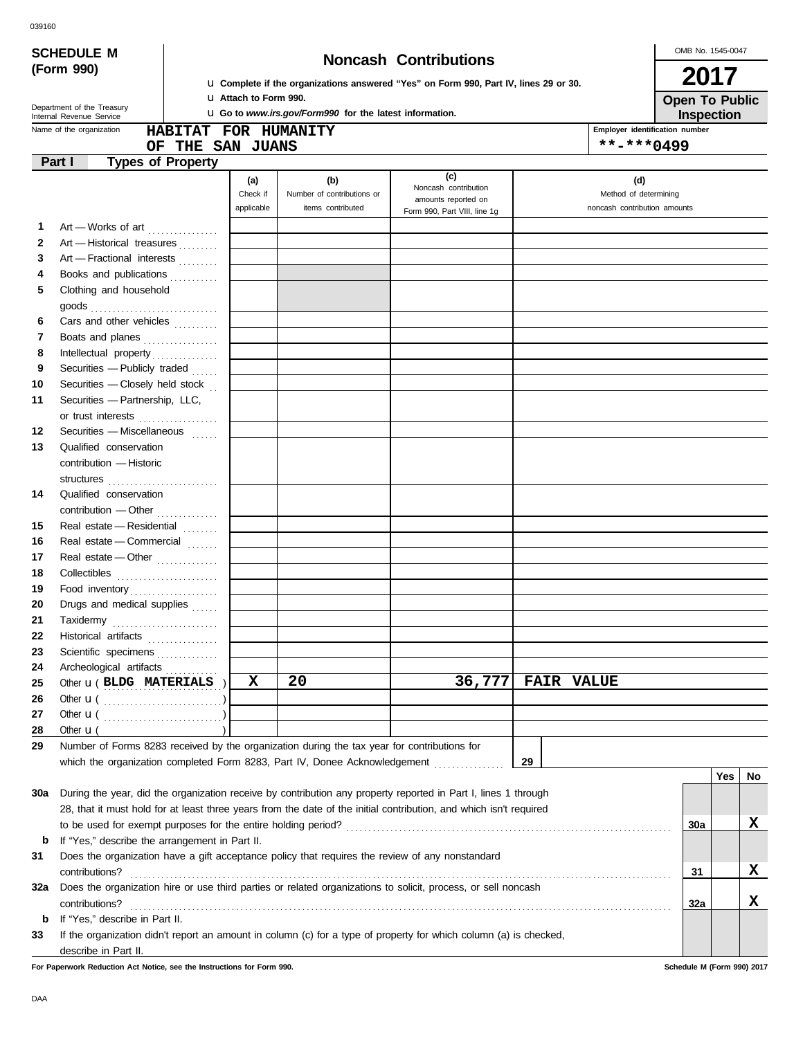039160

**SCHEDULE M (Form 990)**

Department of the Treasury
Internal Revenue Service

# Noncash Contributions

u Complete if the organizations answered "Yes" on Form 990, Part IV, lines 29 or 30.
u Attach to Form 990.
u Go to *www.irs.gov/Form990* for the latest information.

OMB No. 1545-0047

**2017**

**Open To Public Inspection**

Name of the organization: **HABITAT FOR HUMANITY OF THE SAN JUANS**

Employer identification number: **\*\*-\*\*\*0499**

## Part I Types of Property

| | | (a) Check if applicable | (b) Number of contributions or items contributed | (c) Noncash contribution amounts reported on Form 990, Part VIII, line 1g | (d) Method of determining noncash contribution amounts |
|---|---|---|---|---|---|
| 1 | Art — Works of art | | | | |
| 2 | Art — Historical treasures | | | | |
| 3 | Art — Fractional interests | | | | |
| 4 | Books and publications | | | | |
| 5 | Clothing and household goods | | | | |
| 6 | Cars and other vehicles | | | | |
| 7 | Boats and planes | | | | |
| 8 | Intellectual property | | | | |
| 9 | Securities — Publicly traded | | | | |
| 10 | Securities — Closely held stock | | | | |
| 11 | Securities — Partnership, LLC, or trust interests | | | | |
| 12 | Securities — Miscellaneous | | | | |
| 13 | Qualified conservation contribution — Historic structures | | | | |
| 14 | Qualified conservation contribution — Other | | | | |
| 15 | Real estate — Residential | | | | |
| 16 | Real estate — Commercial | | | | |
| 17 | Real estate — Other | | | | |
| 18 | Collectibles | | | | |
| 19 | Food inventory | | | | |
| 20 | Drugs and medical supplies | | | | |
| 21 | Taxidermy | | | | |
| 22 | Historical artifacts | | | | |
| 23 | Scientific specimens | | | | |
| 24 | Archeological artifacts | | | | |
| 25 | Other u ( BLDG MATERIALS ) | X | 20 | 36,777 | FAIR VALUE |
| 26 | Other u ( ) | | | | |
| 27 | Other u ( ) | | | | |
| 28 | Other u ( ) | | | | |

29 Number of Forms 8283 received by the organization during the tax year for contributions for which the organization completed Form 8283, Part IV, Donee Acknowledgement ..... 29

| | | | Yes | No |
|---|---|---|---|---|
| 30a | During the year, did the organization receive by contribution any property reported in Part I, lines 1 through 28, that it must hold for at least three years from the date of the initial contribution, and which isn't required to be used for exempt purposes for the entire holding period? | 30a | | X |
| b | If "Yes," describe the arrangement in Part II. | | | |
| 31 | Does the organization have a gift acceptance policy that requires the review of any nonstandard contributions? | 31 | | X |
| 32a | Does the organization hire or use third parties or related organizations to solicit, process, or sell noncash contributions? | 32a | | X |
| b | If "Yes," describe in Part II. | | | |
| 33 | If the organization didn't report an amount in column (c) for a type of property for which column (a) is checked, describe in Part II. | | | |

**For Paperwork Reduction Act Notice, see the Instructions for Form 990.** **Schedule M (Form 990) 2017**

DAA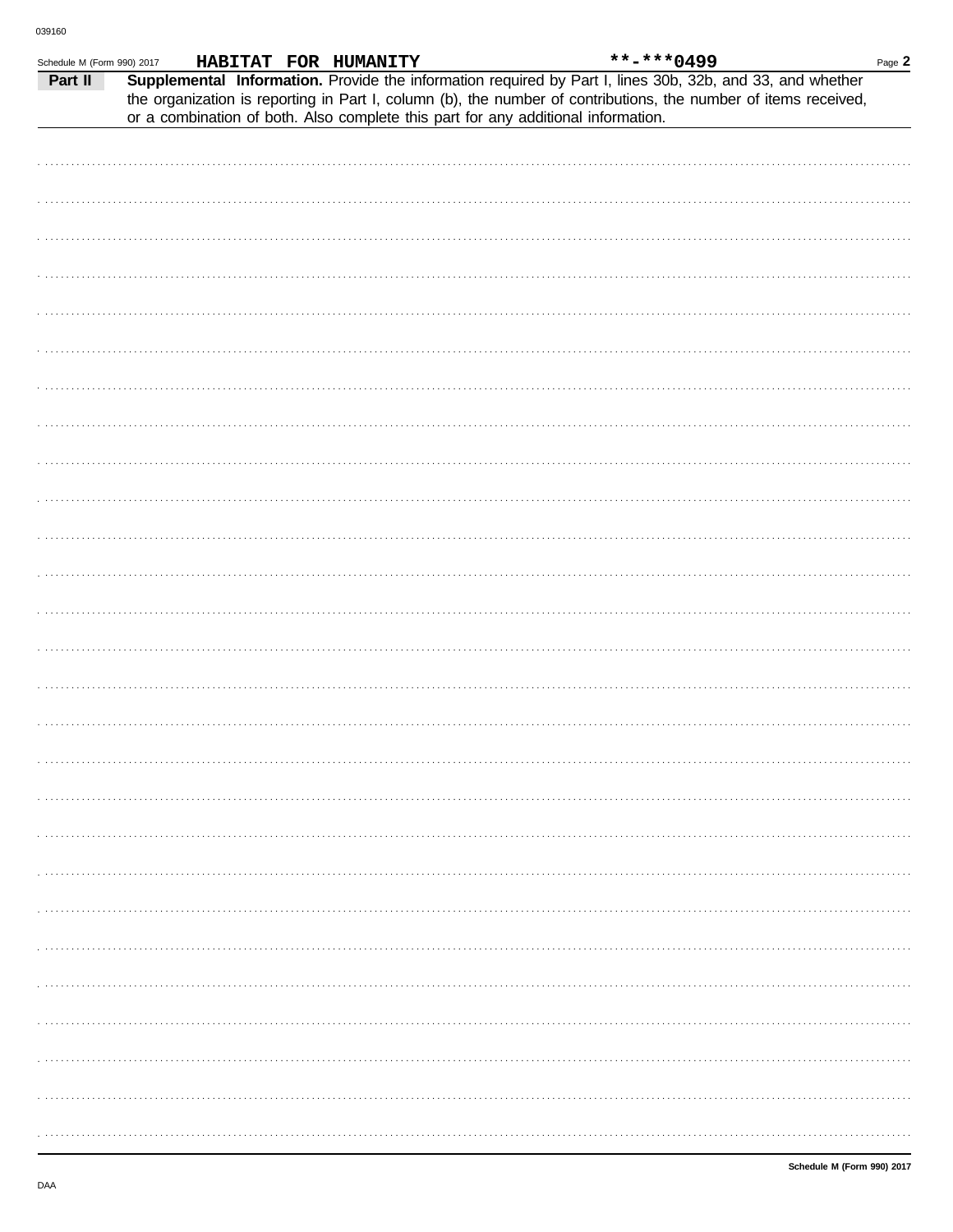Schedule M (Form 990) 2017 HABITAT FOR HUMANITY **-***0499

**Part II** **Supplemental Information.** Provide the information required by Part I, lines 30b, 32b, and 33, and whether the organization is reporting in Part I, column (b), the number of contributions, the number of items received, or a combination of both. Also complete this part for any additional information.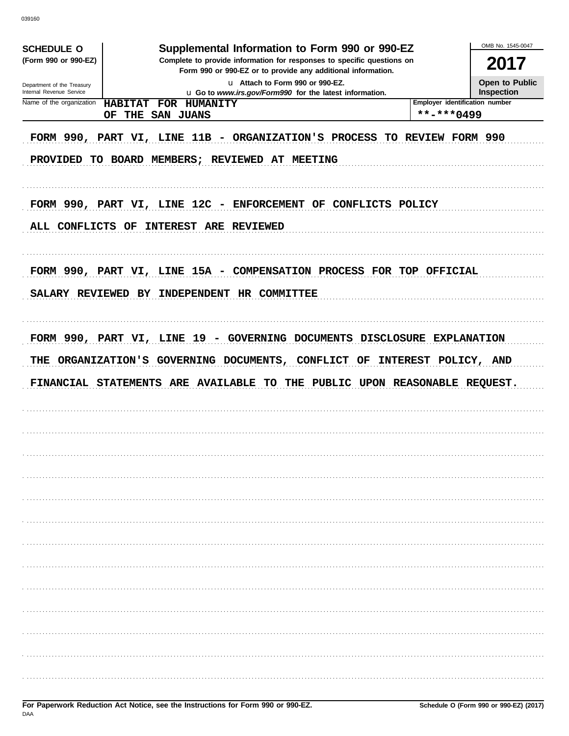039160

**SCHEDULE O (Form 990 or 990-EZ)**

Department of the Treasury
Internal Revenue Service

# Supplemental Information to Form 990 or 990-EZ

**Complete to provide information for responses to specific questions on Form 990 or 990-EZ or to provide any additional information.**

u Attach to Form 990 or 990-EZ.

u Go to *www.irs.gov/Form990* for the latest information.

OMB No. 1545-0047

**2017**

**Open to Public Inspection**

| Name of the organization | Employer identification number |
|---|---|
| HABITAT FOR HUMANITY OF THE SAN JUANS | **-***0499 |

FORM 990, PART VI, LINE 11B - ORGANIZATION'S PROCESS TO REVIEW FORM 990

PROVIDED TO BOARD MEMBERS; REVIEWED AT MEETING

FORM 990, PART VI, LINE 12C - ENFORCEMENT OF CONFLICTS POLICY

ALL CONFLICTS OF INTEREST ARE REVIEWED

FORM 990, PART VI, LINE 15A - COMPENSATION PROCESS FOR TOP OFFICIAL

SALARY REVIEWED BY INDEPENDENT HR COMMITTEE

FORM 990, PART VI, LINE 19 - GOVERNING DOCUMENTS DISCLOSURE EXPLANATION

THE ORGANIZATION'S GOVERNING DOCUMENTS, CONFLICT OF INTEREST POLICY, AND FINANCIAL STATEMENTS ARE AVAILABLE TO THE PUBLIC UPON REASONABLE REQUEST.

**For Paperwork Reduction Act Notice, see the Instructions for Form 990 or 990-EZ.** **Schedule O (Form 990 or 990-EZ) (2017)**

DAA